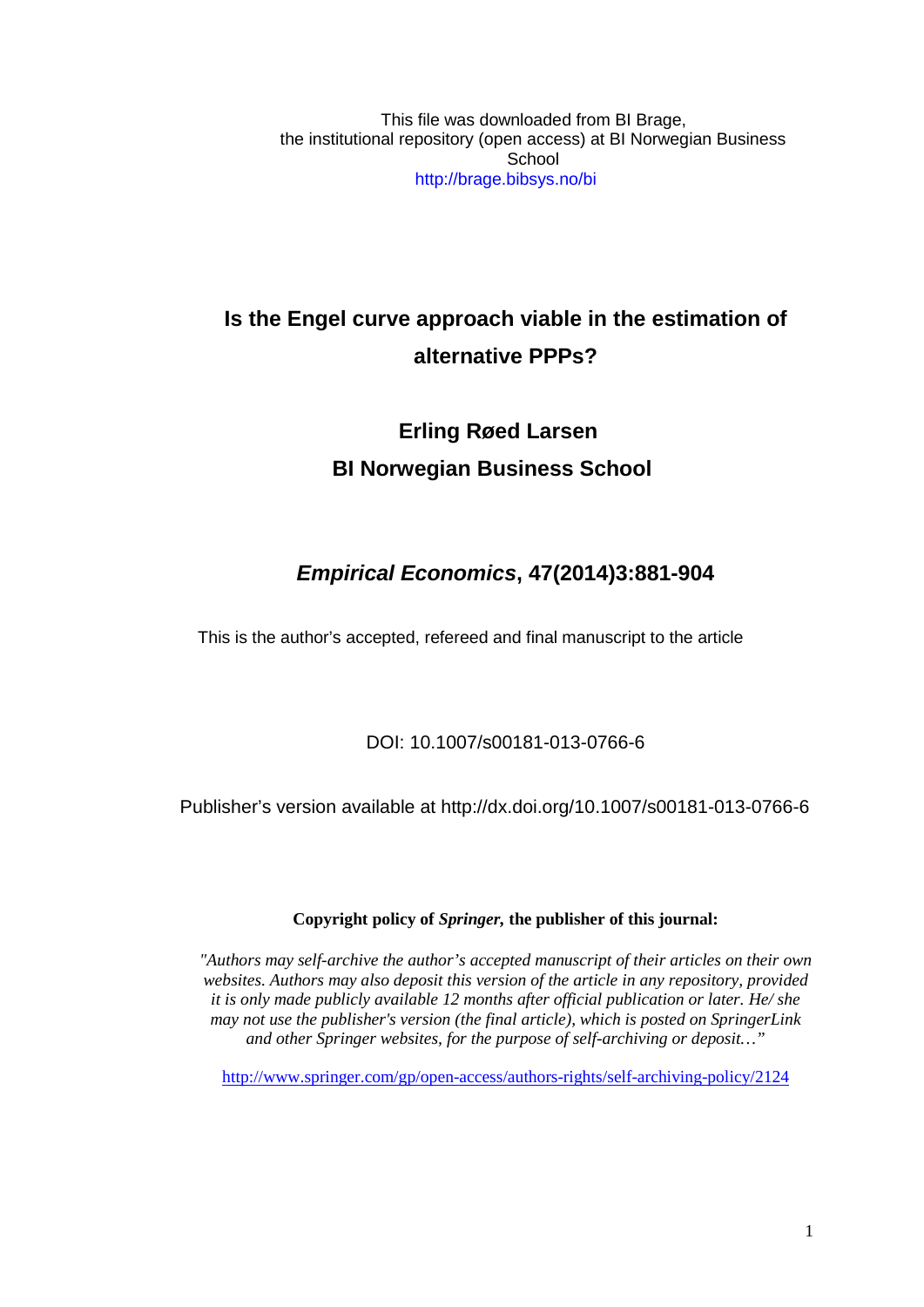This file was downloaded from BI Brage,
the institutional repository (open access) at BI Norwegian Business School
http://brage.bibsys.no/bi

# Is the Engel curve approach viable in the estimation of alternative PPPs?

**Erling Røed Larsen**

**BI Norwegian Business School**

***Empirical Economics*, 47(2014)3:881-904**

This is the author's accepted, refereed and final manuscript to the article

DOI: 10.1007/s00181-013-0766-6

Publisher's version available at http://dx.doi.org/10.1007/s00181-013-0766-6

**Copyright policy of *Springer,* the publisher of this journal:**

*"Authors may self-archive the author's accepted manuscript of their articles on their own websites. Authors may also deposit this version of the article in any repository, provided it is only made publicly available 12 months after official publication or later. He/ she may not use the publisher's version (the final article), which is posted on SpringerLink and other Springer websites, for the purpose of self-archiving or deposit…"*

http://www.springer.com/gp/open-access/authors-rights/self-archiving-policy/2124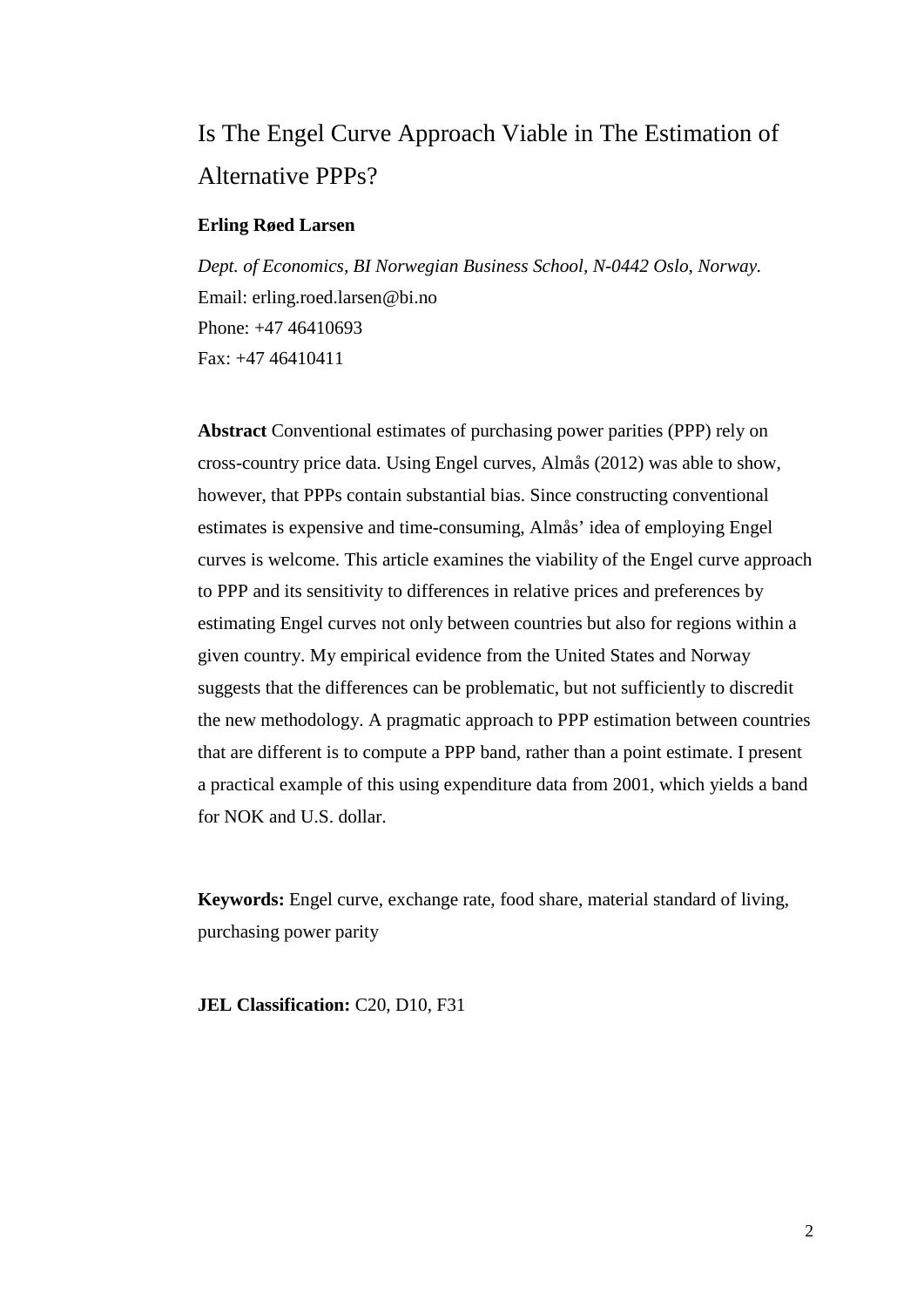# Is The Engel Curve Approach Viable in The Estimation of Alternative PPPs?

**Erling Røed Larsen**

*Dept. of Economics, BI Norwegian Business School, N-0442 Oslo, Norway.*
Email: erling.roed.larsen@bi.no
Phone: +47 46410693
Fax: +47 46410411

**Abstract** Conventional estimates of purchasing power parities (PPP) rely on cross-country price data. Using Engel curves, Almås (2012) was able to show, however, that PPPs contain substantial bias. Since constructing conventional estimates is expensive and time-consuming, Almås' idea of employing Engel curves is welcome. This article examines the viability of the Engel curve approach to PPP and its sensitivity to differences in relative prices and preferences by estimating Engel curves not only between countries but also for regions within a given country. My empirical evidence from the United States and Norway suggests that the differences can be problematic, but not sufficiently to discredit the new methodology. A pragmatic approach to PPP estimation between countries that are different is to compute a PPP band, rather than a point estimate. I present a practical example of this using expenditure data from 2001, which yields a band for NOK and U.S. dollar.

**Keywords:** Engel curve, exchange rate, food share, material standard of living, purchasing power parity

**JEL Classification:** C20, D10, F31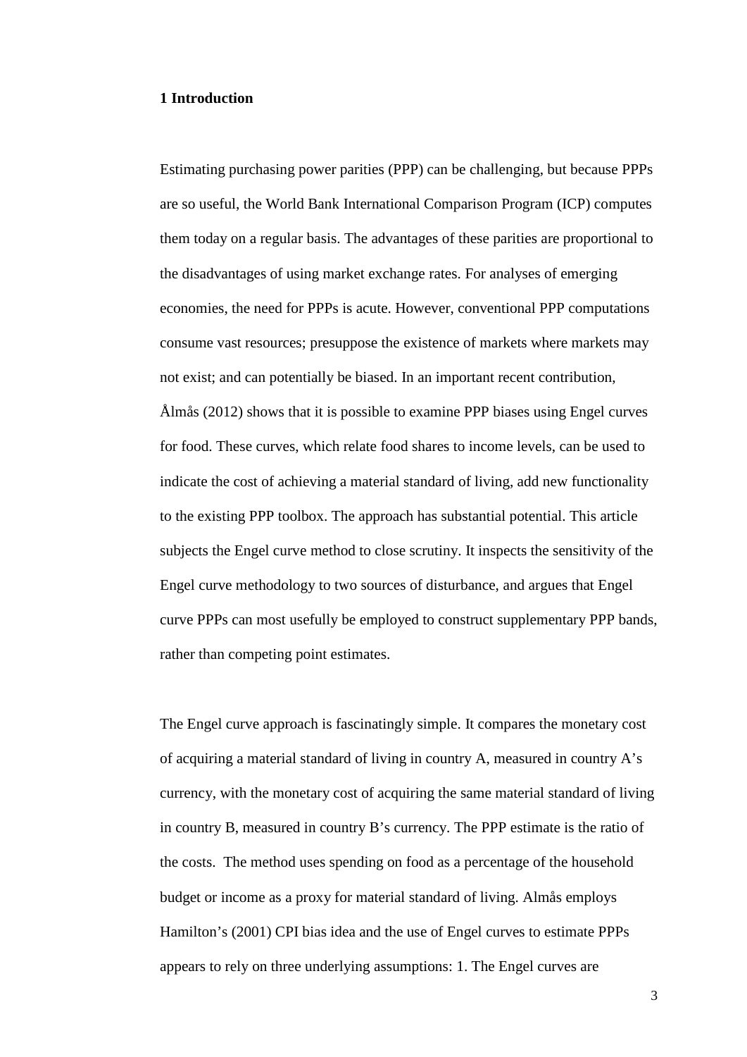# 1 Introduction

Estimating purchasing power parities (PPP) can be challenging, but because PPPs are so useful, the World Bank International Comparison Program (ICP) computes them today on a regular basis. The advantages of these parities are proportional to the disadvantages of using market exchange rates. For analyses of emerging economies, the need for PPPs is acute. However, conventional PPP computations consume vast resources; presuppose the existence of markets where markets may not exist; and can potentially be biased. In an important recent contribution, Ålmås (2012) shows that it is possible to examine PPP biases using Engel curves for food. These curves, which relate food shares to income levels, can be used to indicate the cost of achieving a material standard of living, add new functionality to the existing PPP toolbox. The approach has substantial potential. This article subjects the Engel curve method to close scrutiny. It inspects the sensitivity of the Engel curve methodology to two sources of disturbance, and argues that Engel curve PPPs can most usefully be employed to construct supplementary PPP bands, rather than competing point estimates.

The Engel curve approach is fascinatingly simple. It compares the monetary cost of acquiring a material standard of living in country A, measured in country A's currency, with the monetary cost of acquiring the same material standard of living in country B, measured in country B's currency. The PPP estimate is the ratio of the costs. The method uses spending on food as a percentage of the household budget or income as a proxy for material standard of living. Almås employs Hamilton's (2001) CPI bias idea and the use of Engel curves to estimate PPPs appears to rely on three underlying assumptions: 1. The Engel curves are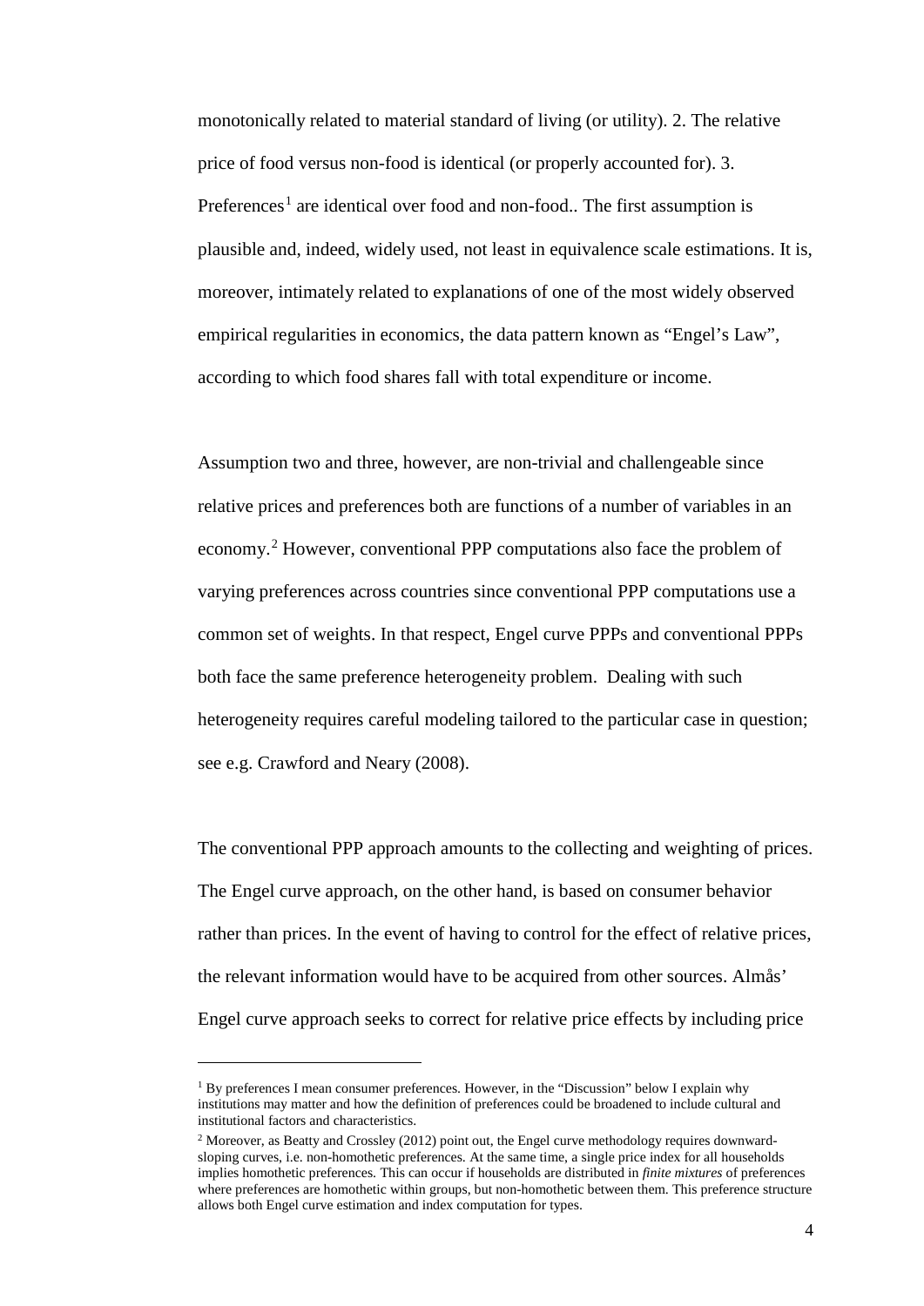monotonically related to material standard of living (or utility). 2. The relative price of food versus non-food is identical (or properly accounted for). 3. Preferences[1] are identical over food and non-food.. The first assumption is plausible and, indeed, widely used, not least in equivalence scale estimations. It is, moreover, intimately related to explanations of one of the most widely observed empirical regularities in economics, the data pattern known as "Engel's Law", according to which food shares fall with total expenditure or income.

Assumption two and three, however, are non-trivial and challengeable since relative prices and preferences both are functions of a number of variables in an economy.[2] However, conventional PPP computations also face the problem of varying preferences across countries since conventional PPP computations use a common set of weights. In that respect, Engel curve PPPs and conventional PPPs both face the same preference heterogeneity problem. Dealing with such heterogeneity requires careful modeling tailored to the particular case in question; see e.g. Crawford and Neary (2008).

The conventional PPP approach amounts to the collecting and weighting of prices. The Engel curve approach, on the other hand, is based on consumer behavior rather than prices. In the event of having to control for the effect of relative prices, the relevant information would have to be acquired from other sources. Almås' Engel curve approach seeks to correct for relative price effects by including price

---

[1] By preferences I mean consumer preferences. However, in the "Discussion" below I explain why institutions may matter and how the definition of preferences could be broadened to include cultural and institutional factors and characteristics.

[2] Moreover, as Beatty and Crossley (2012) point out, the Engel curve methodology requires downward-sloping curves, i.e. non-homothetic preferences. At the same time, a single price index for all households implies homothetic preferences. This can occur if households are distributed in *finite mixtures* of preferences where preferences are homothetic within groups, but non-homothetic between them. This preference structure allows both Engel curve estimation and index computation for types.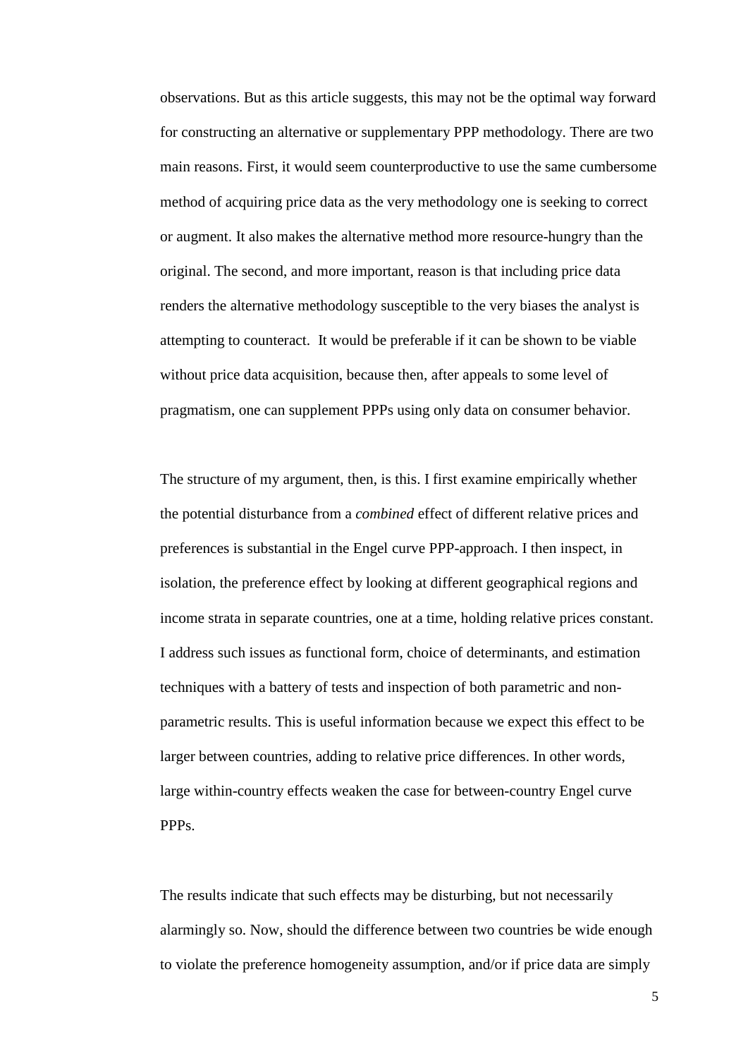observations. But as this article suggests, this may not be the optimal way forward for constructing an alternative or supplementary PPP methodology. There are two main reasons. First, it would seem counterproductive to use the same cumbersome method of acquiring price data as the very methodology one is seeking to correct or augment. It also makes the alternative method more resource-hungry than the original. The second, and more important, reason is that including price data renders the alternative methodology susceptible to the very biases the analyst is attempting to counteract. It would be preferable if it can be shown to be viable without price data acquisition, because then, after appeals to some level of pragmatism, one can supplement PPPs using only data on consumer behavior.

The structure of my argument, then, is this. I first examine empirically whether the potential disturbance from a *combined* effect of different relative prices and preferences is substantial in the Engel curve PPP-approach. I then inspect, in isolation, the preference effect by looking at different geographical regions and income strata in separate countries, one at a time, holding relative prices constant. I address such issues as functional form, choice of determinants, and estimation techniques with a battery of tests and inspection of both parametric and non-parametric results. This is useful information because we expect this effect to be larger between countries, adding to relative price differences. In other words, large within-country effects weaken the case for between-country Engel curve PPPs.

The results indicate that such effects may be disturbing, but not necessarily alarmingly so. Now, should the difference between two countries be wide enough to violate the preference homogeneity assumption, and/or if price data are simply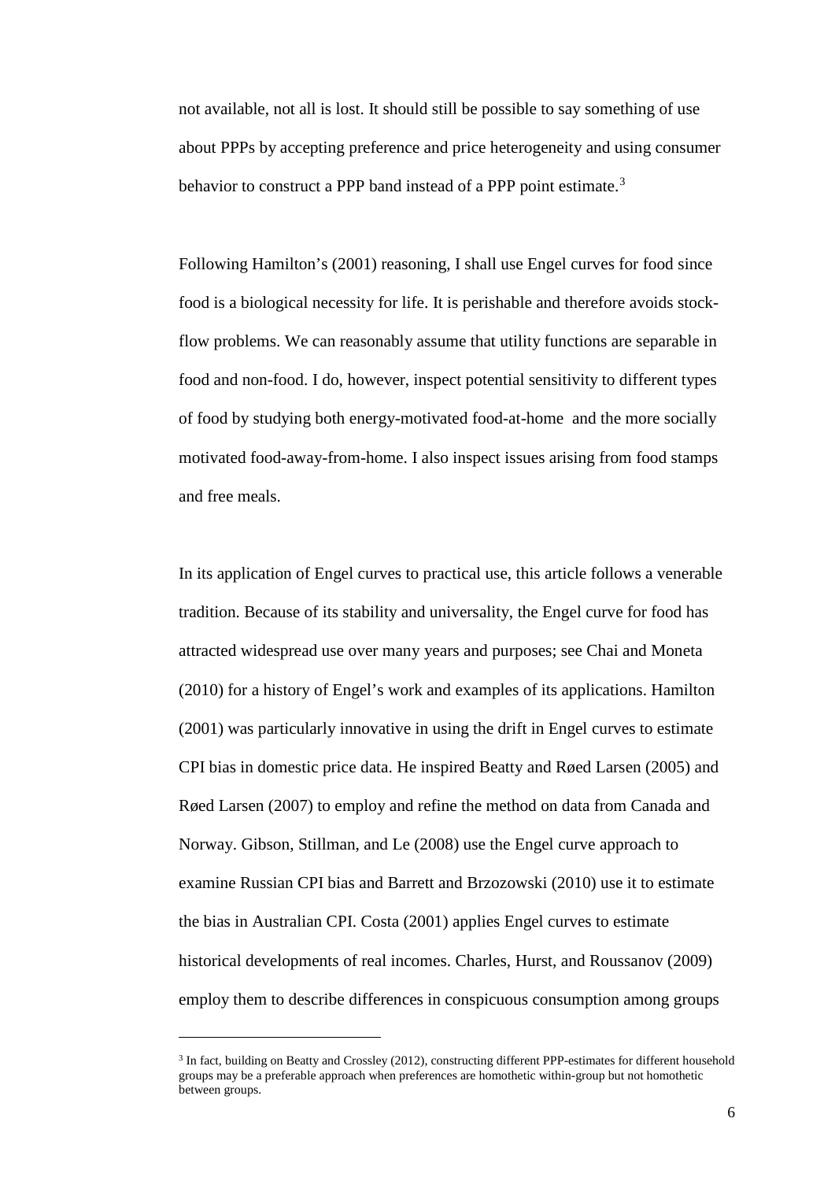not available, not all is lost. It should still be possible to say something of use about PPPs by accepting preference and price heterogeneity and using consumer behavior to construct a PPP band instead of a PPP point estimate.[3]

Following Hamilton's (2001) reasoning, I shall use Engel curves for food since food is a biological necessity for life. It is perishable and therefore avoids stock-flow problems. We can reasonably assume that utility functions are separable in food and non-food. I do, however, inspect potential sensitivity to different types of food by studying both energy-motivated food-at-home and the more socially motivated food-away-from-home. I also inspect issues arising from food stamps and free meals.

In its application of Engel curves to practical use, this article follows a venerable tradition. Because of its stability and universality, the Engel curve for food has attracted widespread use over many years and purposes; see Chai and Moneta (2010) for a history of Engel's work and examples of its applications. Hamilton (2001) was particularly innovative in using the drift in Engel curves to estimate CPI bias in domestic price data. He inspired Beatty and Røed Larsen (2005) and Røed Larsen (2007) to employ and refine the method on data from Canada and Norway. Gibson, Stillman, and Le (2008) use the Engel curve approach to examine Russian CPI bias and Barrett and Brzozowski (2010) use it to estimate the bias in Australian CPI. Costa (2001) applies Engel curves to estimate historical developments of real incomes. Charles, Hurst, and Roussanov (2009) employ them to describe differences in conspicuous consumption among groups

[3] In fact, building on Beatty and Crossley (2012), constructing different PPP-estimates for different household groups may be a preferable approach when preferences are homothetic within-group but not homothetic between groups.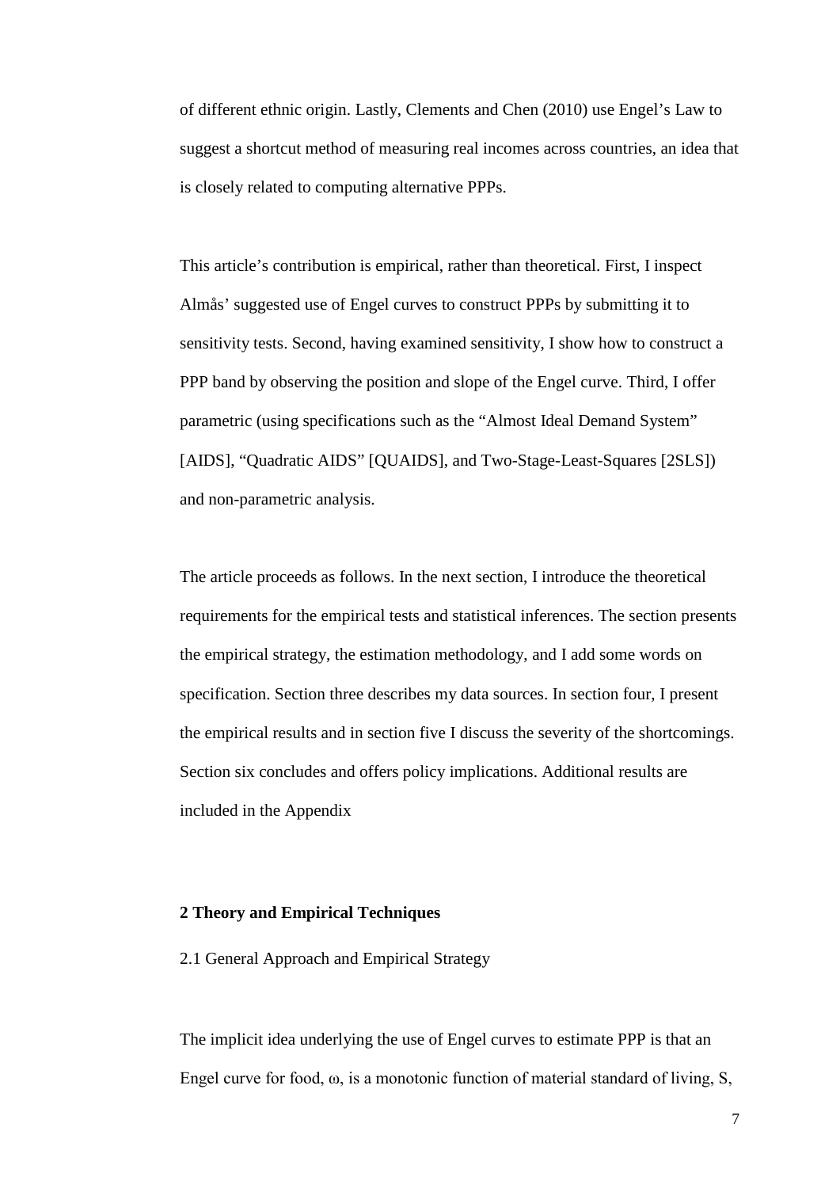of different ethnic origin. Lastly, Clements and Chen (2010) use Engel's Law to suggest a shortcut method of measuring real incomes across countries, an idea that is closely related to computing alternative PPPs.

This article's contribution is empirical, rather than theoretical. First, I inspect Almås' suggested use of Engel curves to construct PPPs by submitting it to sensitivity tests. Second, having examined sensitivity, I show how to construct a PPP band by observing the position and slope of the Engel curve. Third, I offer parametric (using specifications such as the "Almost Ideal Demand System" [AIDS], "Quadratic AIDS" [QUAIDS], and Two-Stage-Least-Squares [2SLS]) and non-parametric analysis.

The article proceeds as follows. In the next section, I introduce the theoretical requirements for the empirical tests and statistical inferences. The section presents the empirical strategy, the estimation methodology, and I add some words on specification. Section three describes my data sources. In section four, I present the empirical results and in section five I discuss the severity of the shortcomings. Section six concludes and offers policy implications. Additional results are included in the Appendix

## 2 Theory and Empirical Techniques

### 2.1 General Approach and Empirical Strategy

The implicit idea underlying the use of Engel curves to estimate PPP is that an Engel curve for food, $\omega$, is a monotonic function of material standard of living, S,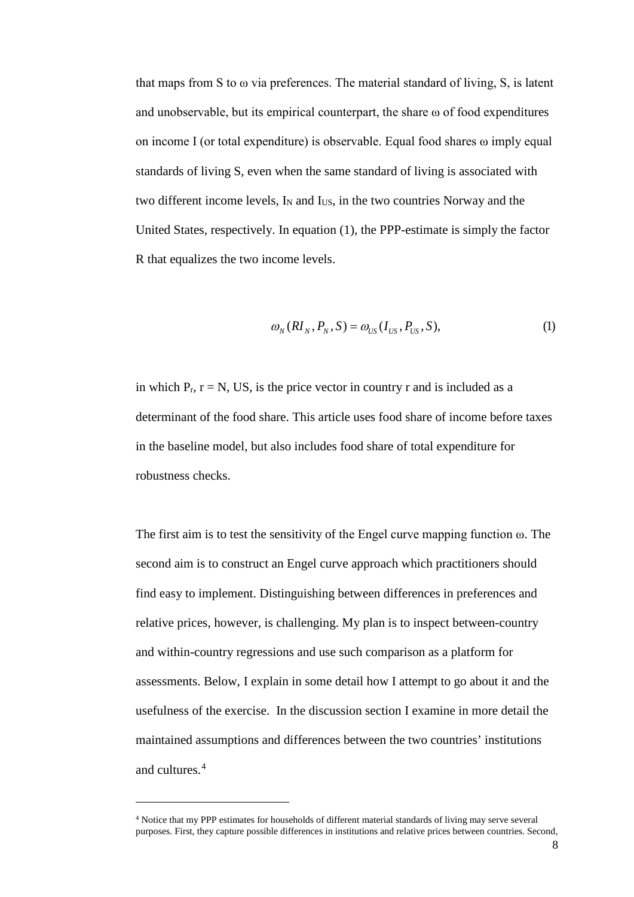that maps from S to $\omega$ via preferences. The material standard of living, S, is latent and unobservable, but its empirical counterpart, the share $\omega$ of food expenditures on income I (or total expenditure) is observable. Equal food shares $\omega$ imply equal standards of living S, even when the same standard of living is associated with two different income levels, $I_N$ and $I_{US}$, in the two countries Norway and the United States, respectively. In equation (1), the PPP-estimate is simply the factor R that equalizes the two income levels.

$$\omega_N(RI_N, P_N, S) = \omega_{US}(I_{US}, P_{US}, S), \tag{1}$$

in which $P_r$, r = N, US, is the price vector in country r and is included as a determinant of the food share. This article uses food share of income before taxes in the baseline model, but also includes food share of total expenditure for robustness checks.

The first aim is to test the sensitivity of the Engel curve mapping function $\omega$. The second aim is to construct an Engel curve approach which practitioners should find easy to implement. Distinguishing between differences in preferences and relative prices, however, is challenging. My plan is to inspect between-country and within-country regressions and use such comparison as a platform for assessments. Below, I explain in some detail how I attempt to go about it and the usefulness of the exercise. In the discussion section I examine in more detail the maintained assumptions and differences between the two countries' institutions and cultures.[4]

[4] Notice that my PPP estimates for households of different material standards of living may serve several purposes. First, they capture possible differences in institutions and relative prices between countries. Second,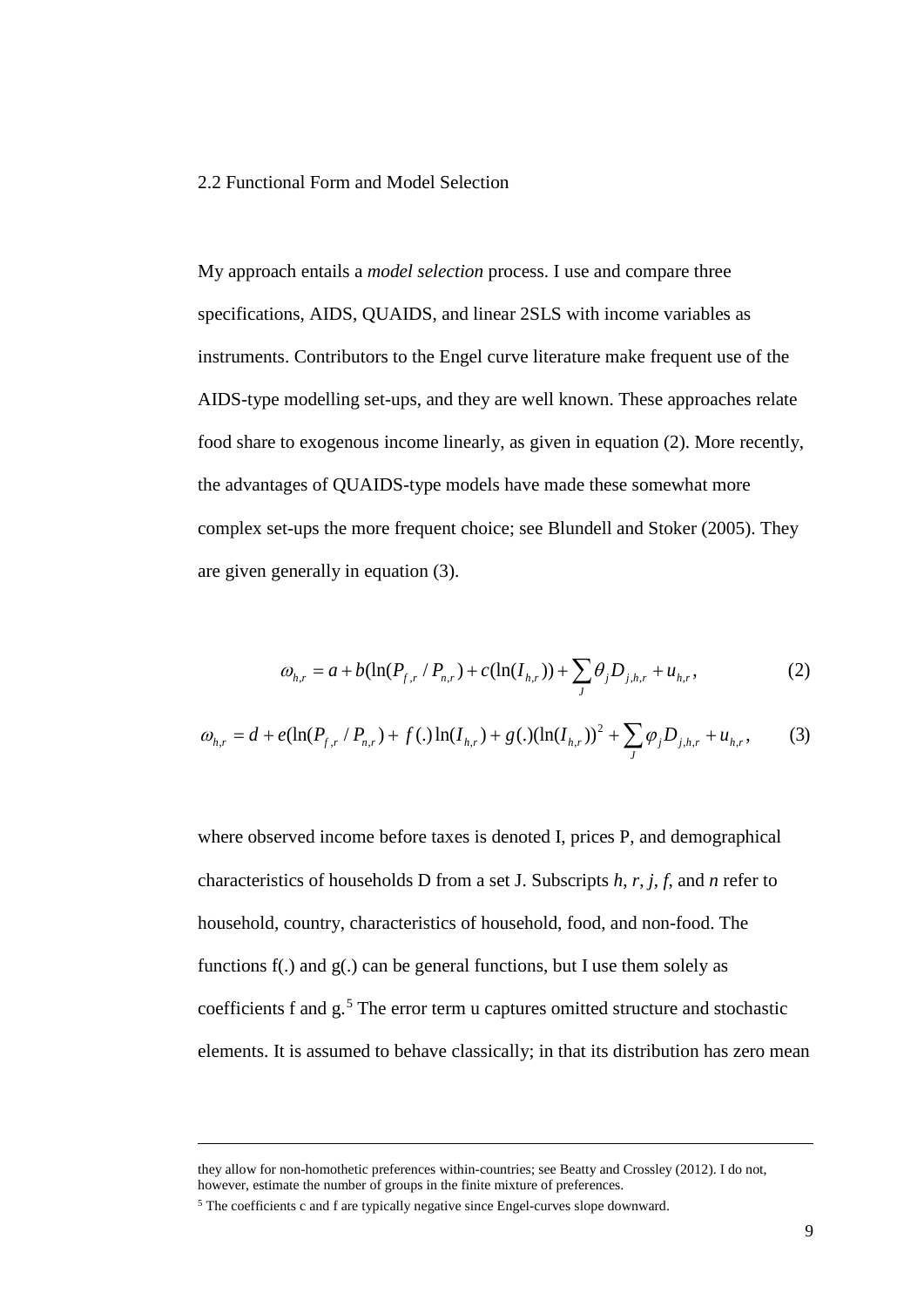2.2 Functional Form and Model Selection

My approach entails a *model selection* process. I use and compare three specifications, AIDS, QUAIDS, and linear 2SLS with income variables as instruments. Contributors to the Engel curve literature make frequent use of the AIDS-type modelling set-ups, and they are well known. These approaches relate food share to exogenous income linearly, as given in equation (2). More recently, the advantages of QUAIDS-type models have made these somewhat more complex set-ups the more frequent choice; see Blundell and Stoker (2005). They are given generally in equation (3).

$$\omega_{h,r} = a + b(\ln(P_{f,r} / P_{n,r}) + c(\ln(I_{h,r})) + \sum_{J} \theta_j D_{j,h,r} + u_{h,r}, \tag{2}$$

$$\omega_{h,r} = d + e(\ln(P_{f,r} / P_{n,r}) + f(.)\ln(I_{h,r}) + g(.)(\ln(I_{h,r}))^2 + \sum_{J} \varphi_j D_{j,h,r} + u_{h,r}, \tag{3}$$

where observed income before taxes is denoted I, prices P, and demographical characteristics of households D from a set J. Subscripts *h*, *r*, *j*, *f*, and *n* refer to household, country, characteristics of household, food, and non-food. The functions f(.) and g(.) can be general functions, but I use them solely as coefficients f and g.[5] The error term u captures omitted structure and stochastic elements. It is assumed to behave classically; in that its distribution has zero mean

---

they allow for non-homothetic preferences within-countries; see Beatty and Crossley (2012). I do not, however, estimate the number of groups in the finite mixture of preferences.

[5] The coefficients c and f are typically negative since Engel-curves slope downward.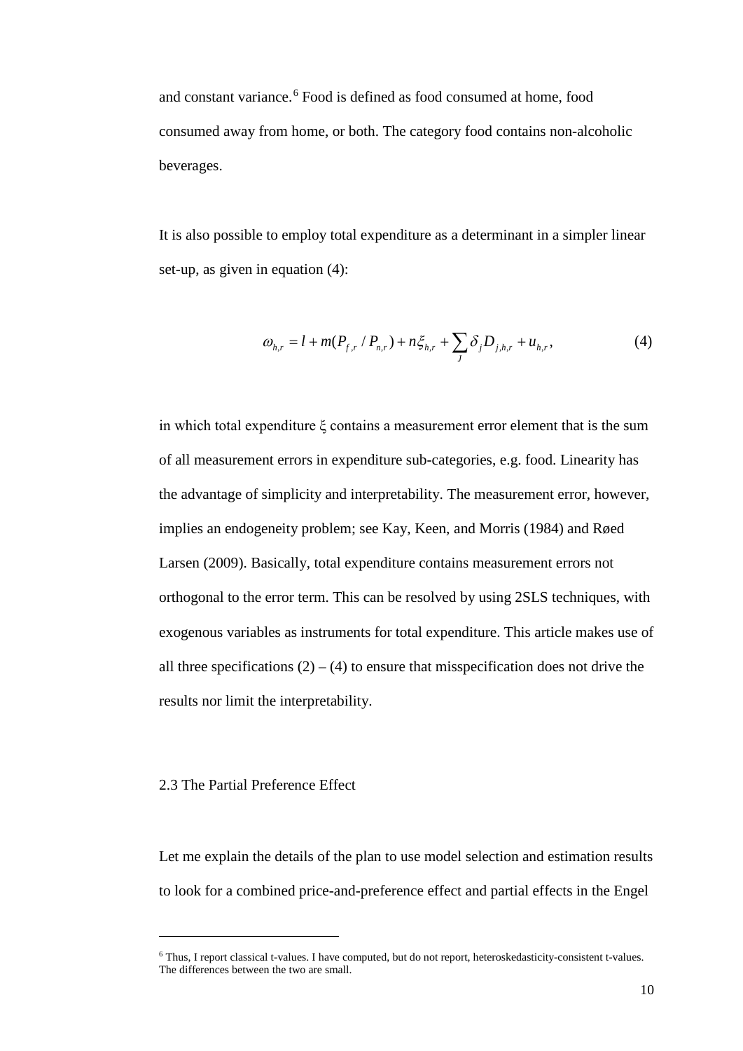and constant variance.[6] Food is defined as food consumed at home, food consumed away from home, or both. The category food contains non-alcoholic beverages.

It is also possible to employ total expenditure as a determinant in a simpler linear set-up, as given in equation (4):

$$\omega_{h,r} = l + m(P_{f,r} / P_{n,r}) + n\xi_{h,r} + \sum_{J} \delta_j D_{j,h,r} + u_{h,r}, \tag{4}$$

in which total expenditure $\xi$ contains a measurement error element that is the sum of all measurement errors in expenditure sub-categories, e.g. food. Linearity has the advantage of simplicity and interpretability. The measurement error, however, implies an endogeneity problem; see Kay, Keen, and Morris (1984) and Røed Larsen (2009). Basically, total expenditure contains measurement errors not orthogonal to the error term. This can be resolved by using 2SLS techniques, with exogenous variables as instruments for total expenditure. This article makes use of all three specifications (2) – (4) to ensure that misspecification does not drive the results nor limit the interpretability.

## 2.3 The Partial Preference Effect

Let me explain the details of the plan to use model selection and estimation results to look for a combined price-and-preference effect and partial effects in the Engel

[6] Thus, I report classical t-values. I have computed, but do not report, heteroskedasticity-consistent t-values. The differences between the two are small.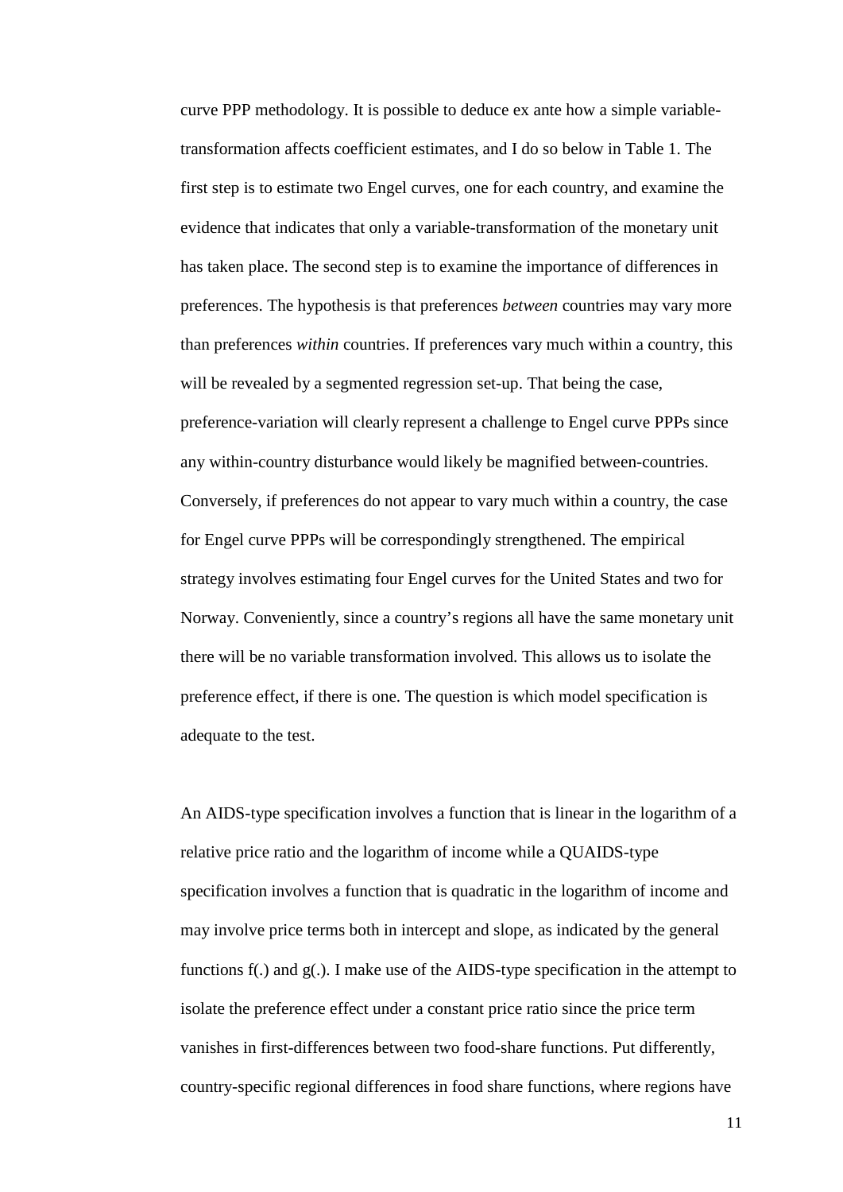curve PPP methodology. It is possible to deduce ex ante how a simple variable-transformation affects coefficient estimates, and I do so below in Table 1. The first step is to estimate two Engel curves, one for each country, and examine the evidence that indicates that only a variable-transformation of the monetary unit has taken place. The second step is to examine the importance of differences in preferences. The hypothesis is that preferences *between* countries may vary more than preferences *within* countries. If preferences vary much within a country, this will be revealed by a segmented regression set-up. That being the case, preference-variation will clearly represent a challenge to Engel curve PPPs since any within-country disturbance would likely be magnified between-countries. Conversely, if preferences do not appear to vary much within a country, the case for Engel curve PPPs will be correspondingly strengthened. The empirical strategy involves estimating four Engel curves for the United States and two for Norway. Conveniently, since a country's regions all have the same monetary unit there will be no variable transformation involved. This allows us to isolate the preference effect, if there is one. The question is which model specification is adequate to the test.

An AIDS-type specification involves a function that is linear in the logarithm of a relative price ratio and the logarithm of income while a QUAIDS-type specification involves a function that is quadratic in the logarithm of income and may involve price terms both in intercept and slope, as indicated by the general functions f(.) and g(.). I make use of the AIDS-type specification in the attempt to isolate the preference effect under a constant price ratio since the price term vanishes in first-differences between two food-share functions. Put differently, country-specific regional differences in food share functions, where regions have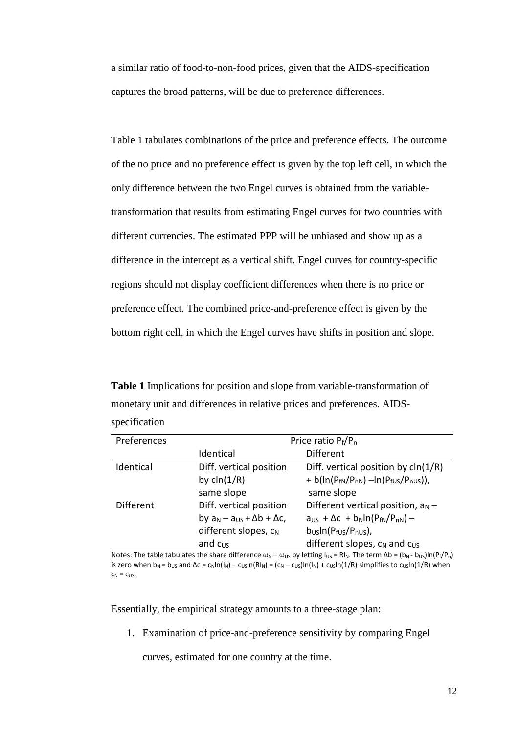a similar ratio of food-to-non-food prices, given that the AIDS-specification captures the broad patterns, will be due to preference differences.

Table 1 tabulates combinations of the price and preference effects. The outcome of the no price and no preference effect is given by the top left cell, in which the only difference between the two Engel curves is obtained from the variable-transformation that results from estimating Engel curves for two countries with different currencies. The estimated PPP will be unbiased and show up as a difference in the intercept as a vertical shift. Engel curves for country-specific regions should not display coefficient differences when there is no price or preference effect. The combined price-and-preference effect is given by the bottom right cell, in which the Engel curves have shifts in position and slope.

**Table 1** Implications for position and slope from variable-transformation of monetary unit and differences in relative prices and preferences. AIDS-specification

| Preferences | Price ratio $P_f/P_n$ | |
|---|---|---|
| | Identical | Different |
| Identical | Diff. vertical position by $c\ln(1/R)$ same slope | Diff. vertical position by $c\ln(1/R)$ + $b(\ln(P_{fN}/P_{nN}) - \ln(P_{fUS}/P_{nUS}))$, same slope |
| Different | Diff. vertical position by $a_N - a_{US} + \Delta b + \Delta c$, different slopes, $c_N$ and $c_{US}$ | Different vertical position, $a_N - a_{US} + \Delta c + b_N\ln(P_{fN}/P_{nN}) - b_{US}\ln(P_{fUS}/P_{nUS})$, different slopes, $c_N$ and $c_{US}$ |

Notes: The table tabulates the share difference $\omega_N - \omega_{US}$ by letting $I_{US} = RI_N$. The term $\Delta b = (b_N - b_{US})\ln(P_f/P_n)$ is zero when $b_N = b_{US}$ and $\Delta c = c_N\ln(I_N) - c_{US}\ln(RI_N) = (c_N - c_{US})\ln(I_N) + c_{US}\ln(1/R)$ simplifies to $c_{US}\ln(1/R)$ when $c_N = c_{US}$.

Essentially, the empirical strategy amounts to a three-stage plan:

1. Examination of price-and-preference sensitivity by comparing Engel curves, estimated for one country at the time.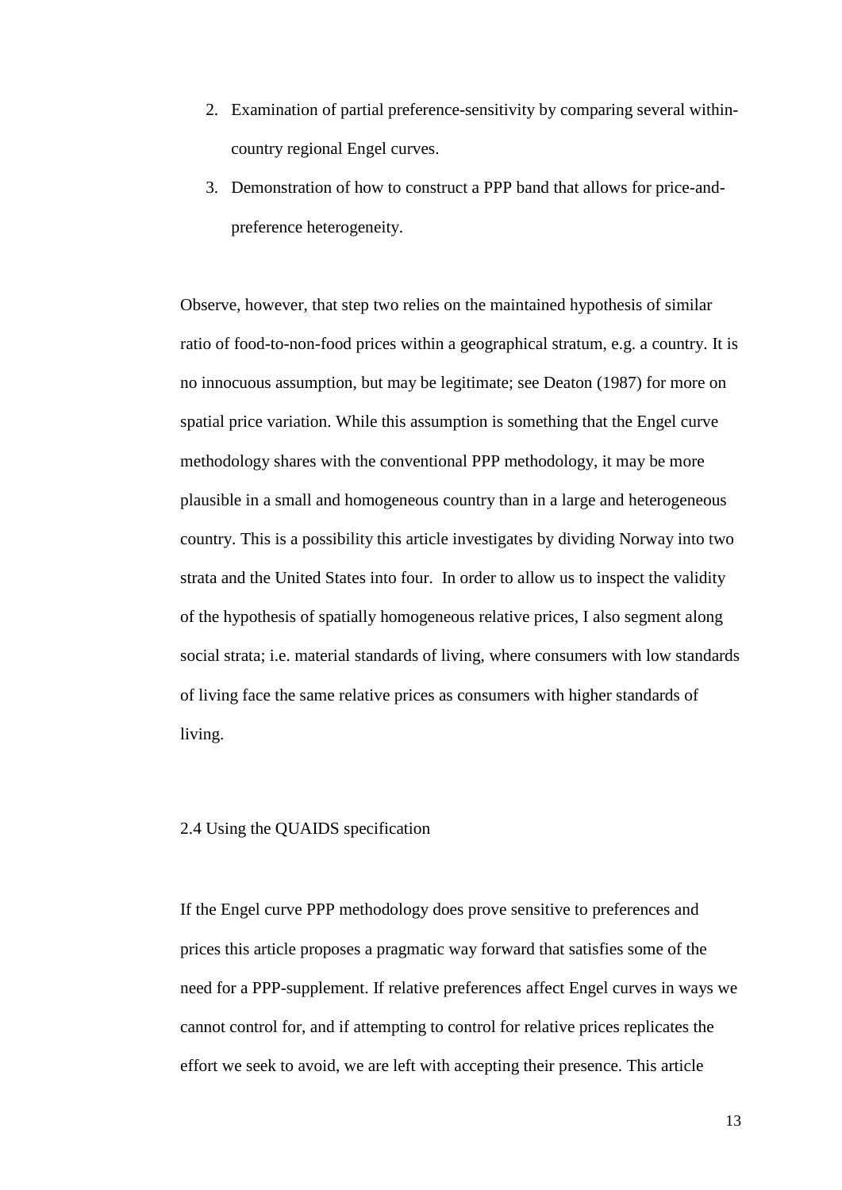2. Examination of partial preference-sensitivity by comparing several within-country regional Engel curves.
3. Demonstration of how to construct a PPP band that allows for price-and-preference heterogeneity.

Observe, however, that step two relies on the maintained hypothesis of similar ratio of food-to-non-food prices within a geographical stratum, e.g. a country. It is no innocuous assumption, but may be legitimate; see Deaton (1987) for more on spatial price variation. While this assumption is something that the Engel curve methodology shares with the conventional PPP methodology, it may be more plausible in a small and homogeneous country than in a large and heterogeneous country. This is a possibility this article investigates by dividing Norway into two strata and the United States into four. In order to allow us to inspect the validity of the hypothesis of spatially homogeneous relative prices, I also segment along social strata; i.e. material standards of living, where consumers with low standards of living face the same relative prices as consumers with higher standards of living.

### 2.4 Using the QUAIDS specification

If the Engel curve PPP methodology does prove sensitive to preferences and prices this article proposes a pragmatic way forward that satisfies some of the need for a PPP-supplement. If relative preferences affect Engel curves in ways we cannot control for, and if attempting to control for relative prices replicates the effort we seek to avoid, we are left with accepting their presence. This article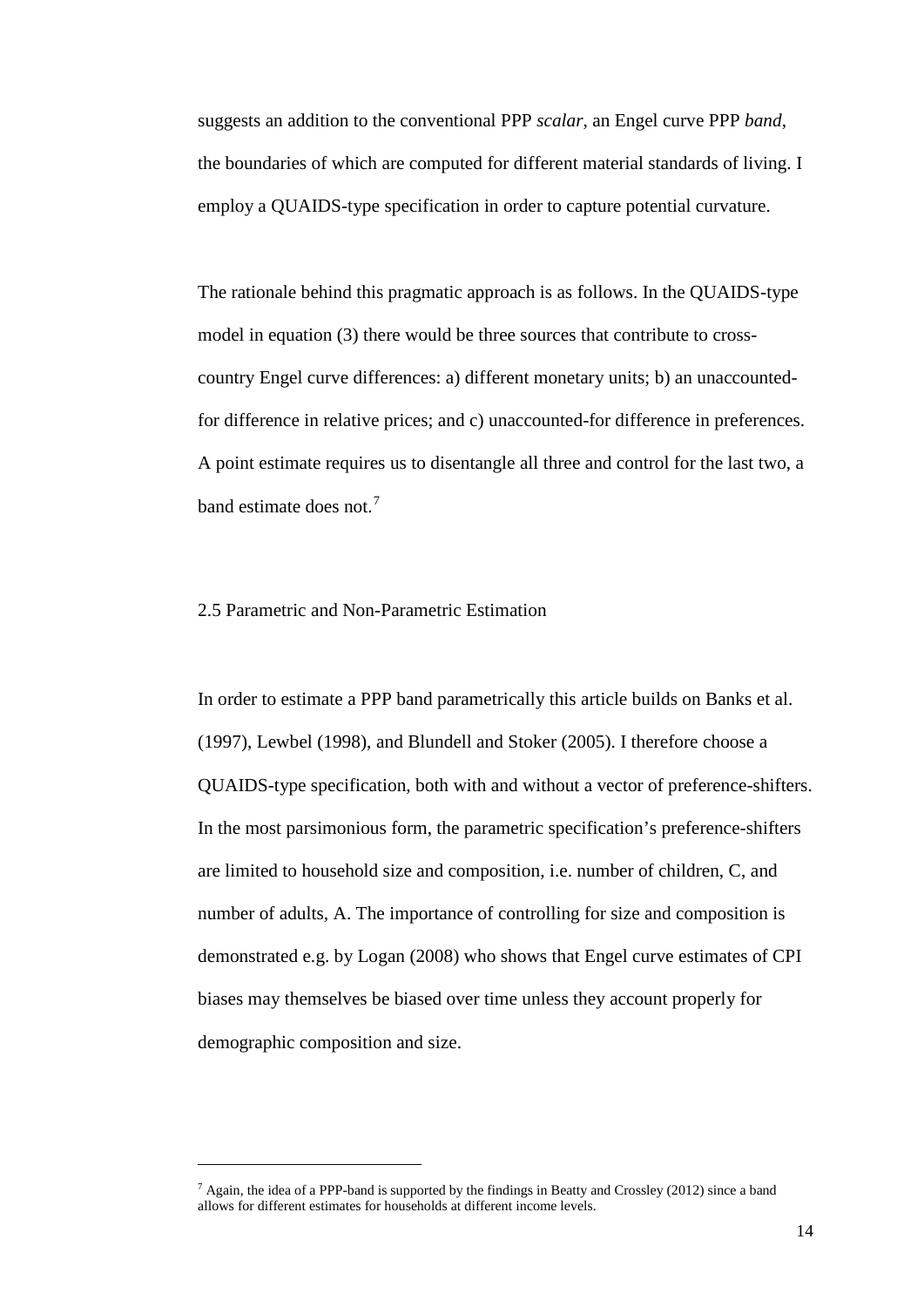suggests an addition to the conventional PPP *scalar*, an Engel curve PPP *band*, the boundaries of which are computed for different material standards of living. I employ a QUAIDS-type specification in order to capture potential curvature.

The rationale behind this pragmatic approach is as follows. In the QUAIDS-type model in equation (3) there would be three sources that contribute to cross-country Engel curve differences: a) different monetary units; b) an unaccounted-for difference in relative prices; and c) unaccounted-for difference in preferences. A point estimate requires us to disentangle all three and control for the last two, a band estimate does not.[7]

## 2.5 Parametric and Non-Parametric Estimation

In order to estimate a PPP band parametrically this article builds on Banks et al. (1997), Lewbel (1998), and Blundell and Stoker (2005). I therefore choose a QUAIDS-type specification, both with and without a vector of preference-shifters. In the most parsimonious form, the parametric specification's preference-shifters are limited to household size and composition, i.e. number of children, C, and number of adults, A. The importance of controlling for size and composition is demonstrated e.g. by Logan (2008) who shows that Engel curve estimates of CPI biases may themselves be biased over time unless they account properly for demographic composition and size.

---

[7] Again, the idea of a PPP-band is supported by the findings in Beatty and Crossley (2012) since a band allows for different estimates for households at different income levels.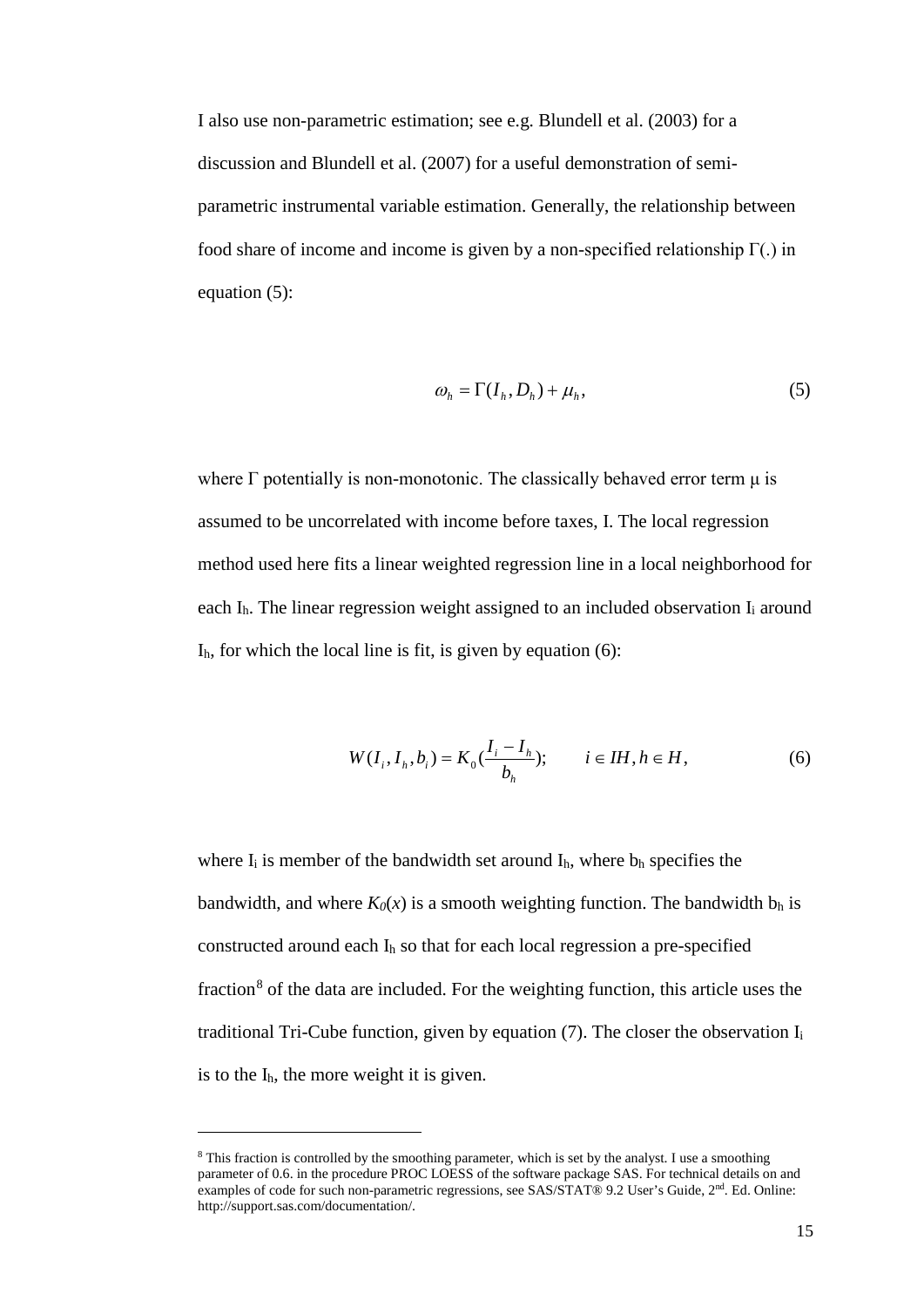I also use non-parametric estimation; see e.g. Blundell et al. (2003) for a discussion and Blundell et al. (2007) for a useful demonstration of semi-parametric instrumental variable estimation. Generally, the relationship between food share of income and income is given by a non-specified relationship $\Gamma(.)$ in equation (5):

$$\omega_h = \Gamma(I_h, D_h) + \mu_h, \qquad (5)$$

where $\Gamma$ potentially is non-monotonic. The classically behaved error term $\mu$ is assumed to be uncorrelated with income before taxes, I. The local regression method used here fits a linear weighted regression line in a local neighborhood for each $I_h$. The linear regression weight assigned to an included observation $I_i$ around $I_h$, for which the local line is fit, is given by equation (6):

$$W(I_i, I_h, b_i) = K_0\left(\frac{I_i - I_h}{b_h}\right); \qquad i \in IH, h \in H, \qquad (6)$$

where $I_i$ is member of the bandwidth set around $I_h$, where $b_h$ specifies the bandwidth, and where $K_0(x)$ is a smooth weighting function. The bandwidth $b_h$ is constructed around each $I_h$ so that for each local regression a pre-specified fraction[8] of the data are included. For the weighting function, this article uses the traditional Tri-Cube function, given by equation (7). The closer the observation $I_i$ is to the $I_h$, the more weight it is given.

---

[8] This fraction is controlled by the smoothing parameter, which is set by the analyst. I use a smoothing parameter of 0.6. in the procedure PROC LOESS of the software package SAS. For technical details on and examples of code for such non-parametric regressions, see SAS/STAT® 9.2 User's Guide, 2nd. Ed. Online: http://support.sas.com/documentation/.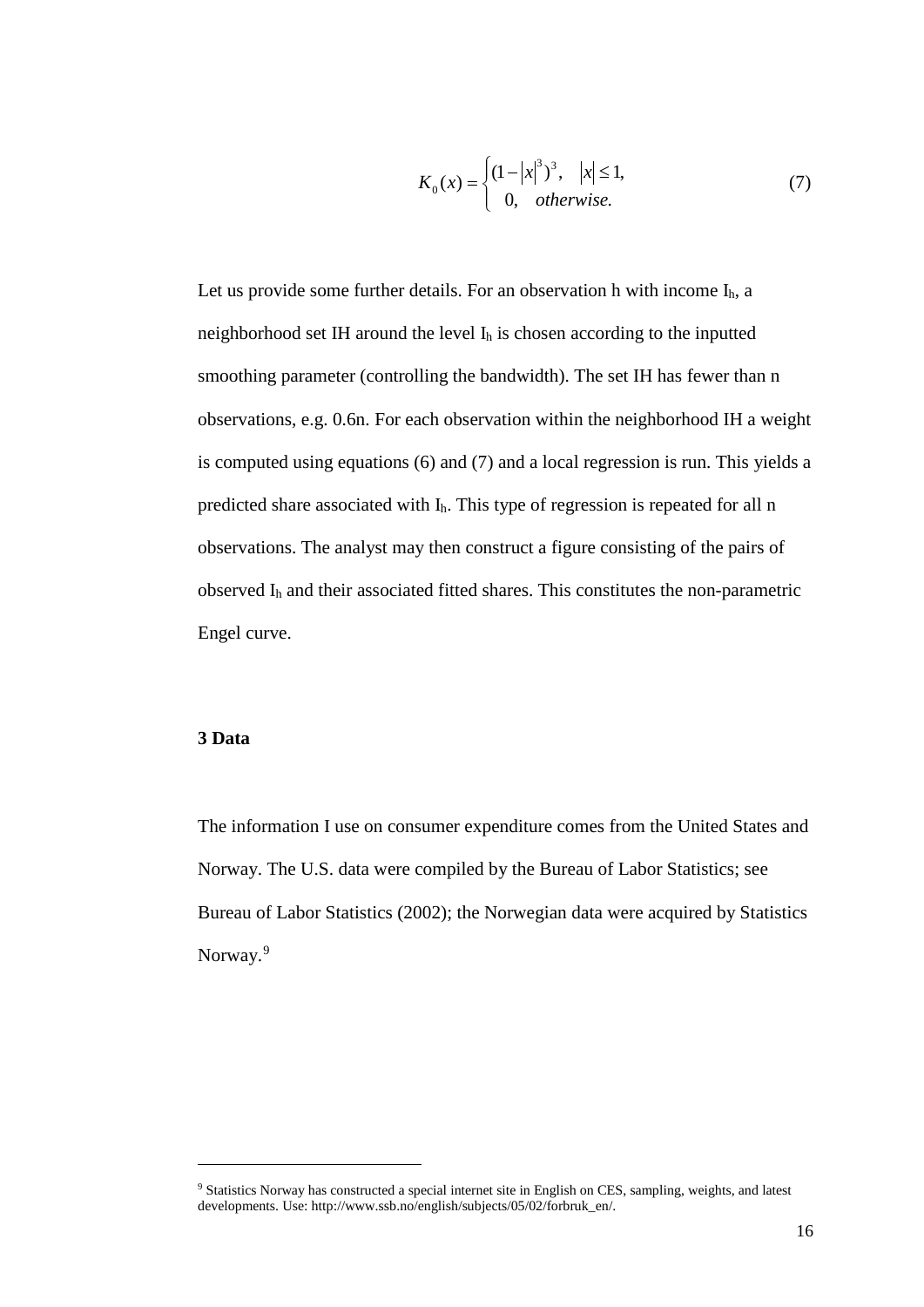$$K_0(x) = \begin{cases} (1-|x|^3)^3, & |x| \leq 1, \\ 0, & otherwise. \end{cases} \tag{7}$$

Let us provide some further details. For an observation h with income $I_h$, a neighborhood set IH around the level $I_h$ is chosen according to the inputted smoothing parameter (controlling the bandwidth). The set IH has fewer than n observations, e.g. 0.6n. For each observation within the neighborhood IH a weight is computed using equations (6) and (7) and a local regression is run. This yields a predicted share associated with $I_h$. This type of regression is repeated for all n observations. The analyst may then construct a figure consisting of the pairs of observed $I_h$ and their associated fitted shares. This constitutes the non-parametric Engel curve.

**3 Data**

The information I use on consumer expenditure comes from the United States and Norway. The U.S. data were compiled by the Bureau of Labor Statistics; see Bureau of Labor Statistics (2002); the Norwegian data were acquired by Statistics Norway.[9]

---

[9] Statistics Norway has constructed a special internet site in English on CES, sampling, weights, and latest developments. Use: http://www.ssb.no/english/subjects/05/02/forbruk_en/.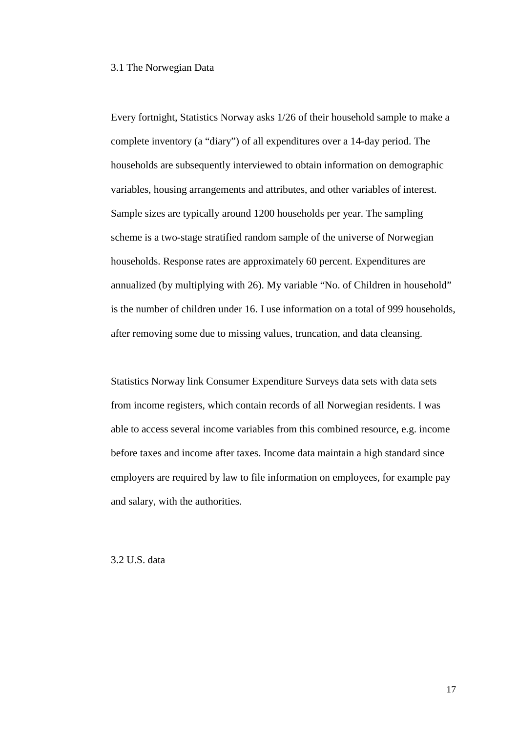### 3.1 The Norwegian Data

Every fortnight, Statistics Norway asks 1/26 of their household sample to make a complete inventory (a "diary") of all expenditures over a 14-day period. The households are subsequently interviewed to obtain information on demographic variables, housing arrangements and attributes, and other variables of interest. Sample sizes are typically around 1200 households per year. The sampling scheme is a two-stage stratified random sample of the universe of Norwegian households. Response rates are approximately 60 percent. Expenditures are annualized (by multiplying with 26). My variable "No. of Children in household" is the number of children under 16. I use information on a total of 999 households, after removing some due to missing values, truncation, and data cleansing.

Statistics Norway link Consumer Expenditure Surveys data sets with data sets from income registers, which contain records of all Norwegian residents. I was able to access several income variables from this combined resource, e.g. income before taxes and income after taxes. Income data maintain a high standard since employers are required by law to file information on employees, for example pay and salary, with the authorities.

### 3.2 U.S. data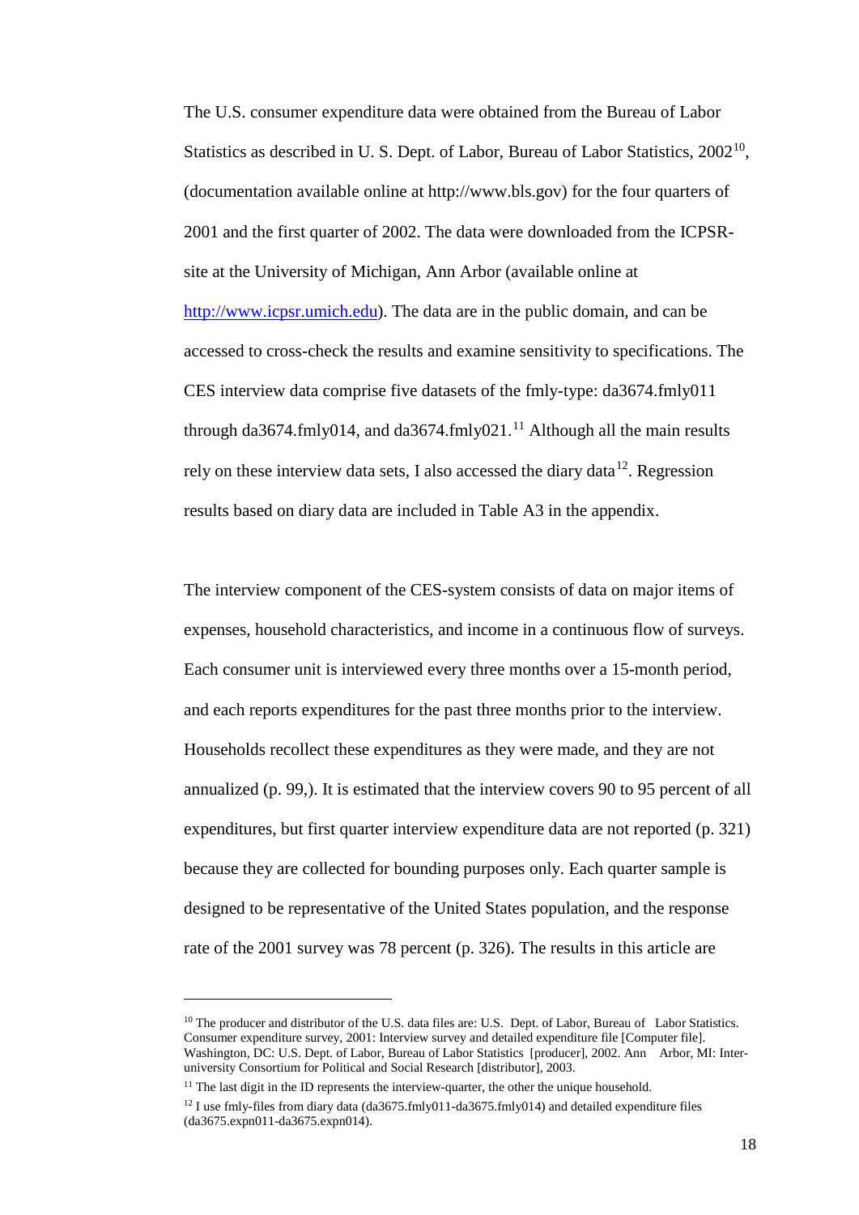The U.S. consumer expenditure data were obtained from the Bureau of Labor Statistics as described in U. S. Dept. of Labor, Bureau of Labor Statistics, 2002[10], (documentation available online at http://www.bls.gov) for the four quarters of 2001 and the first quarter of 2002. The data were downloaded from the ICPSR-site at the University of Michigan, Ann Arbor (available online at [http://www.icpsr.umich.edu](http://www.icpsr.umich.edu)). The data are in the public domain, and can be accessed to cross-check the results and examine sensitivity to specifications. The CES interview data comprise five datasets of the fmly-type: da3674.fmly011 through da3674.fmly014, and da3674.fmly021.[11] Although all the main results rely on these interview data sets, I also accessed the diary data[12]. Regression results based on diary data are included in Table A3 in the appendix.

The interview component of the CES-system consists of data on major items of expenses, household characteristics, and income in a continuous flow of surveys. Each consumer unit is interviewed every three months over a 15-month period, and each reports expenditures for the past three months prior to the interview. Households recollect these expenditures as they were made, and they are not annualized (p. 99,). It is estimated that the interview covers 90 to 95 percent of all expenditures, but first quarter interview expenditure data are not reported (p. 321) because they are collected for bounding purposes only. Each quarter sample is designed to be representative of the United States population, and the response rate of the 2001 survey was 78 percent (p. 326). The results in this article are

---

[10] The producer and distributor of the U.S. data files are: U.S. Dept. of Labor, Bureau of Labor Statistics. Consumer expenditure survey, 2001: Interview survey and detailed expenditure file [Computer file]. Washington, DC: U.S. Dept. of Labor, Bureau of Labor Statistics [producer], 2002. Ann Arbor, MI: Inter-university Consortium for Political and Social Research [distributor], 2003.

[11] The last digit in the ID represents the interview-quarter, the other the unique household.

[12] I use fmly-files from diary data (da3675.fmly011-da3675.fmly014) and detailed expenditure files (da3675.expn011-da3675.expn014).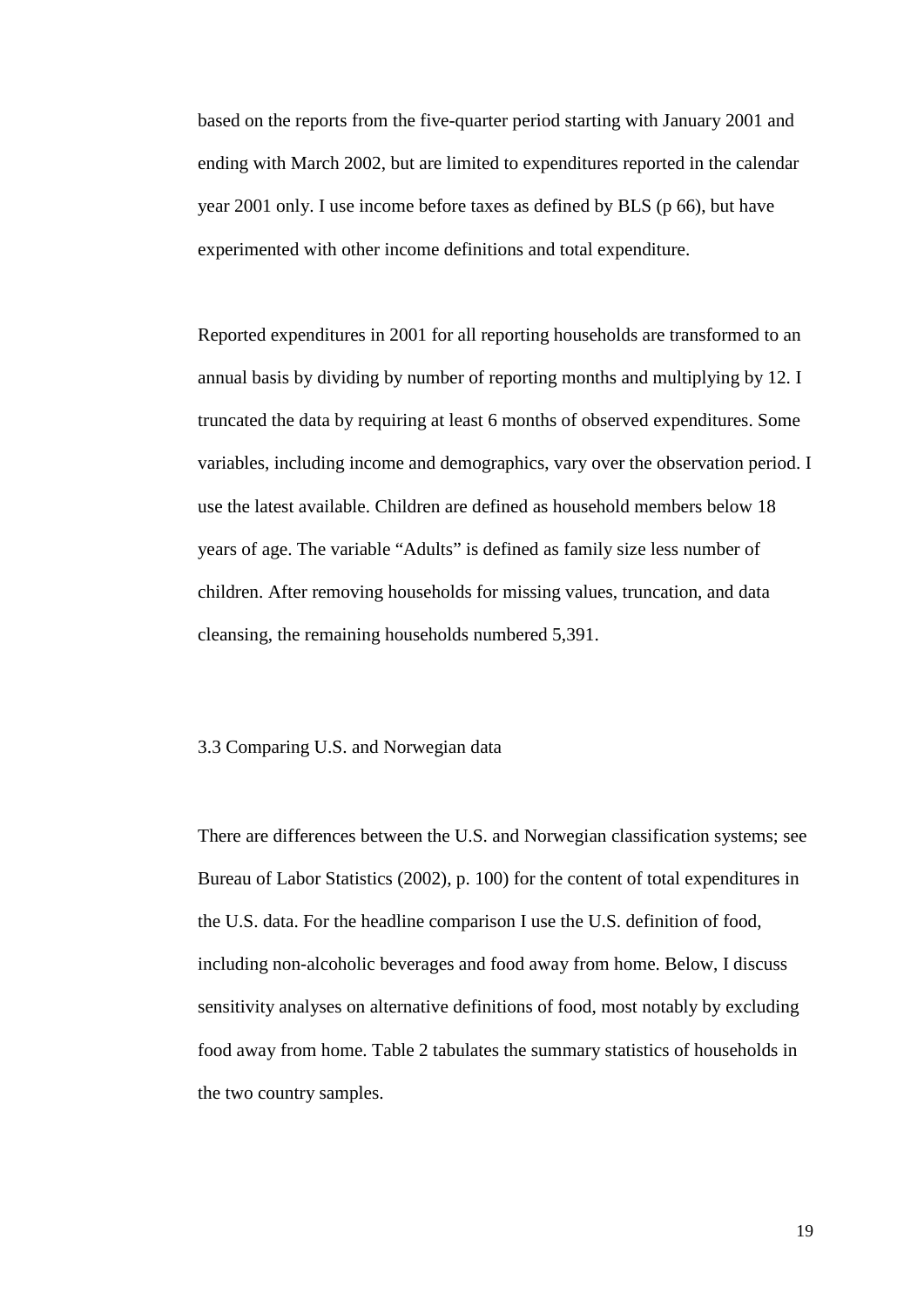based on the reports from the five-quarter period starting with January 2001 and ending with March 2002, but are limited to expenditures reported in the calendar year 2001 only. I use income before taxes as defined by BLS (p 66), but have experimented with other income definitions and total expenditure.

Reported expenditures in 2001 for all reporting households are transformed to an annual basis by dividing by number of reporting months and multiplying by 12. I truncated the data by requiring at least 6 months of observed expenditures. Some variables, including income and demographics, vary over the observation period. I use the latest available. Children are defined as household members below 18 years of age. The variable "Adults" is defined as family size less number of children. After removing households for missing values, truncation, and data cleansing, the remaining households numbered 5,391.

### 3.3 Comparing U.S. and Norwegian data

There are differences between the U.S. and Norwegian classification systems; see Bureau of Labor Statistics (2002), p. 100) for the content of total expenditures in the U.S. data. For the headline comparison I use the U.S. definition of food, including non-alcoholic beverages and food away from home. Below, I discuss sensitivity analyses on alternative definitions of food, most notably by excluding food away from home. Table 2 tabulates the summary statistics of households in the two country samples.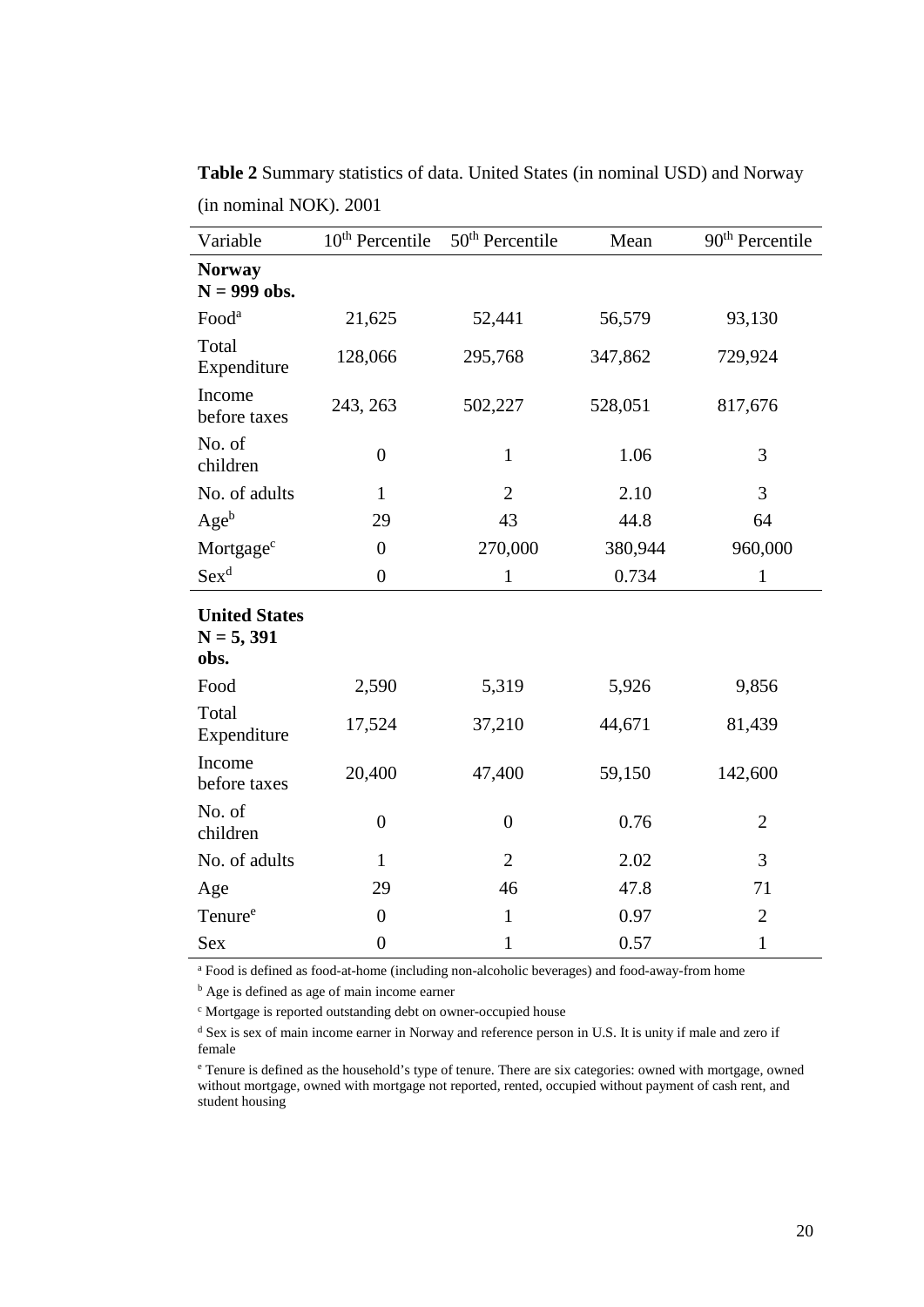**Table 2** Summary statistics of data. United States (in nominal USD) and Norway (in nominal NOK). 2001

| Variable | 10th Percentile | 50th Percentile | Mean | 90th Percentile |
|---|---|---|---|---|
| **Norway N = 999 obs.** | | | | |
| Food[a] | 21,625 | 52,441 | 56,579 | 93,130 |
| Total Expenditure | 128,066 | 295,768 | 347,862 | 729,924 |
| Income before taxes | 243, 263 | 502,227 | 528,051 | 817,676 |
| No. of children | 0 | 1 | 1.06 | 3 |
| No. of adults | 1 | 2 | 2.10 | 3 |
| Age[b] | 29 | 43 | 44.8 | 64 |
| Mortgage[c] | 0 | 270,000 | 380,944 | 960,000 |
| Sex[d] | 0 | 1 | 0.734 | 1 |
| **United States N = 5, 391 obs.** | | | | |
| Food | 2,590 | 5,319 | 5,926 | 9,856 |
| Total Expenditure | 17,524 | 37,210 | 44,671 | 81,439 |
| Income before taxes | 20,400 | 47,400 | 59,150 | 142,600 |
| No. of children | 0 | 0 | 0.76 | 2 |
| No. of adults | 1 | 2 | 2.02 | 3 |
| Age | 29 | 46 | 47.8 | 71 |
| Tenure[e] | 0 | 1 | 0.97 | 2 |
| Sex | 0 | 1 | 0.57 | 1 |

[a] Food is defined as food-at-home (including non-alcoholic beverages) and food-away-from home

[b] Age is defined as age of main income earner

[c] Mortgage is reported outstanding debt on owner-occupied house

[d] Sex is sex of main income earner in Norway and reference person in U.S. It is unity if male and zero if female

[e] Tenure is defined as the household's type of tenure. There are six categories: owned with mortgage, owned without mortgage, owned with mortgage not reported, rented, occupied without payment of cash rent, and student housing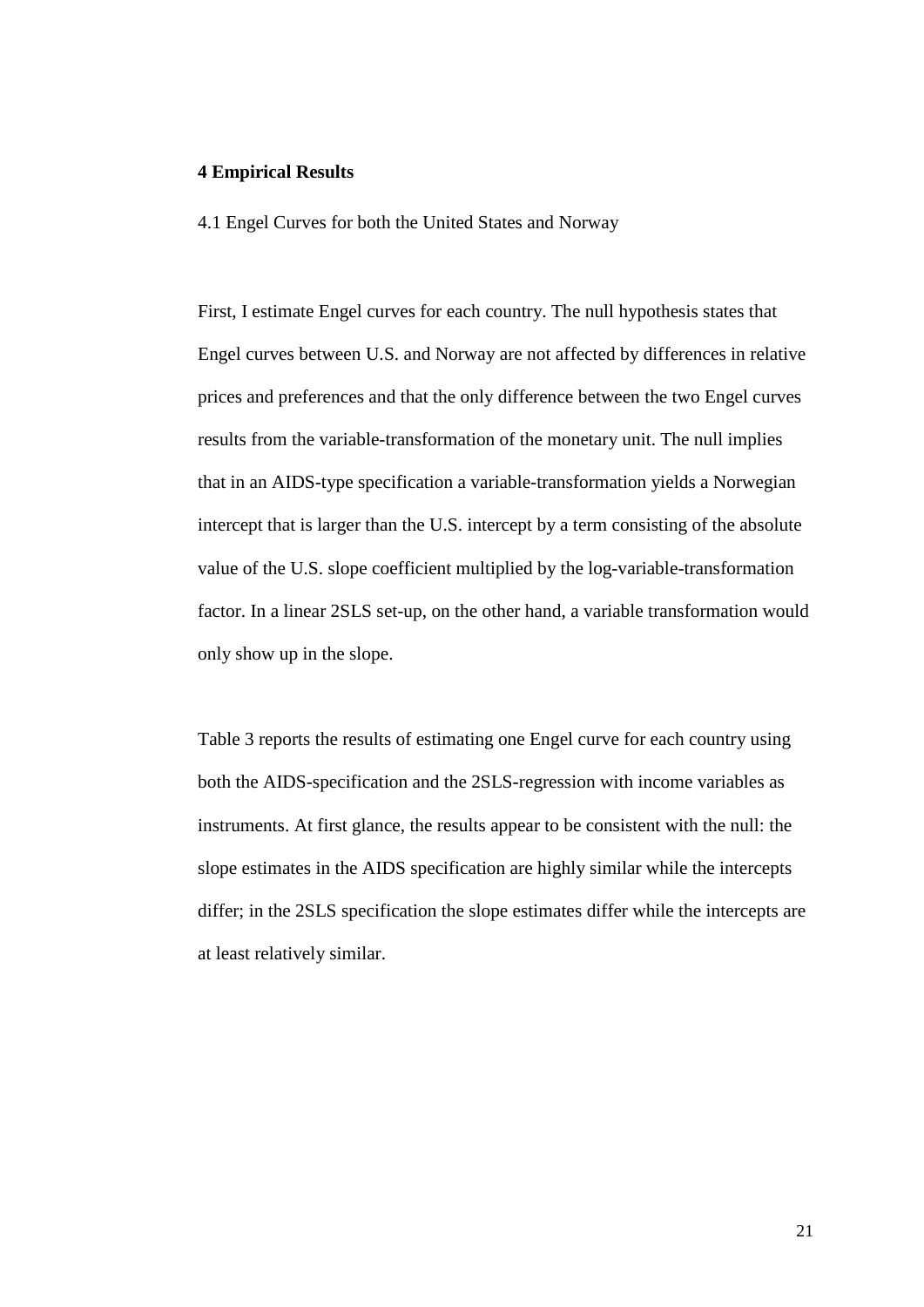## 4 Empirical Results

4.1 Engel Curves for both the United States and Norway

First, I estimate Engel curves for each country. The null hypothesis states that Engel curves between U.S. and Norway are not affected by differences in relative prices and preferences and that the only difference between the two Engel curves results from the variable-transformation of the monetary unit. The null implies that in an AIDS-type specification a variable-transformation yields a Norwegian intercept that is larger than the U.S. intercept by a term consisting of the absolute value of the U.S. slope coefficient multiplied by the log-variable-transformation factor. In a linear 2SLS set-up, on the other hand, a variable transformation would only show up in the slope.

Table 3 reports the results of estimating one Engel curve for each country using both the AIDS-specification and the 2SLS-regression with income variables as instruments. At first glance, the results appear to be consistent with the null: the slope estimates in the AIDS specification are highly similar while the intercepts differ; in the 2SLS specification the slope estimates differ while the intercepts are at least relatively similar.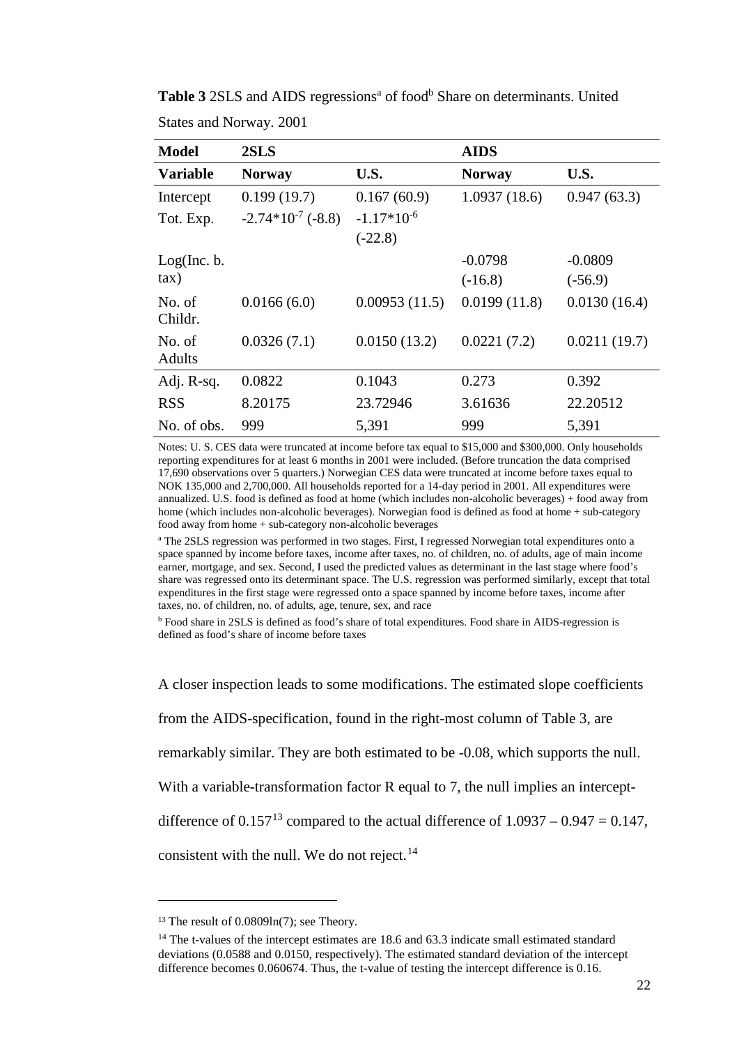**Table 3** 2SLS and AIDS regressions[a] of food[b] Share on determinants. United States and Norway. 2001

| Model | 2SLS | | AIDS | |
|---|---|---|---|---|
| Variable | Norway | U.S. | Norway | U.S. |
| Intercept | 0.199 (19.7) | 0.167 (60.9) | 1.0937 (18.6) | 0.947 (63.3) |
| Tot. Exp. | $-2.74*10^{-7}$ (-8.8) | $-1.17*10^{-6}$ (-22.8) | | |
| Log(Inc. b. tax) | | | -0.0798 (-16.8) | -0.0809 (-56.9) |
| No. of Childr. | 0.0166 (6.0) | 0.00953 (11.5) | 0.0199 (11.8) | 0.0130 (16.4) |
| No. of Adults | 0.0326 (7.1) | 0.0150 (13.2) | 0.0221 (7.2) | 0.0211 (19.7) |
| Adj. R-sq. | 0.0822 | 0.1043 | 0.273 | 0.392 |
| RSS | 8.20175 | 23.72946 | 3.61636 | 22.20512 |
| No. of obs. | 999 | 5,391 | 999 | 5,391 |

Notes: U. S. CES data were truncated at income before tax equal to \$15,000 and \$300,000. Only households reporting expenditures for at least 6 months in 2001 were included. (Before truncation the data comprised 17,690 observations over 5 quarters.) Norwegian CES data were truncated at income before taxes equal to NOK 135,000 and 2,700,000. All households reported for a 14-day period in 2001. All expenditures were annualized. U.S. food is defined as food at home (which includes non-alcoholic beverages) + food away from home (which includes non-alcoholic beverages). Norwegian food is defined as food at home + sub-category food away from home + sub-category non-alcoholic beverages

[a] The 2SLS regression was performed in two stages. First, I regressed Norwegian total expenditures onto a space spanned by income before taxes, income after taxes, no. of children, no. of adults, age of main income earner, mortgage, and sex. Second, I used the predicted values as determinant in the last stage where food's share was regressed onto its determinant space. The U.S. regression was performed similarly, except that total expenditures in the first stage were regressed onto a space spanned by income before taxes, income after taxes, no. of children, no. of adults, age, tenure, sex, and race

[b] Food share in 2SLS is defined as food's share of total expenditures. Food share in AIDS-regression is defined as food's share of income before taxes

A closer inspection leads to some modifications. The estimated slope coefficients from the AIDS-specification, found in the right-most column of Table 3, are remarkably similar. They are both estimated to be -0.08, which supports the null. With a variable-transformation factor R equal to 7, the null implies an intercept-difference of 0.157[13] compared to the actual difference of 1.0937 – 0.947 = 0.147, consistent with the null. We do not reject.[14]

[13] The result of 0.0809ln(7); see Theory.

[14] The t-values of the intercept estimates are 18.6 and 63.3 indicate small estimated standard deviations (0.0588 and 0.0150, respectively). The estimated standard deviation of the intercept difference becomes 0.060674. Thus, the t-value of testing the intercept difference is 0.16.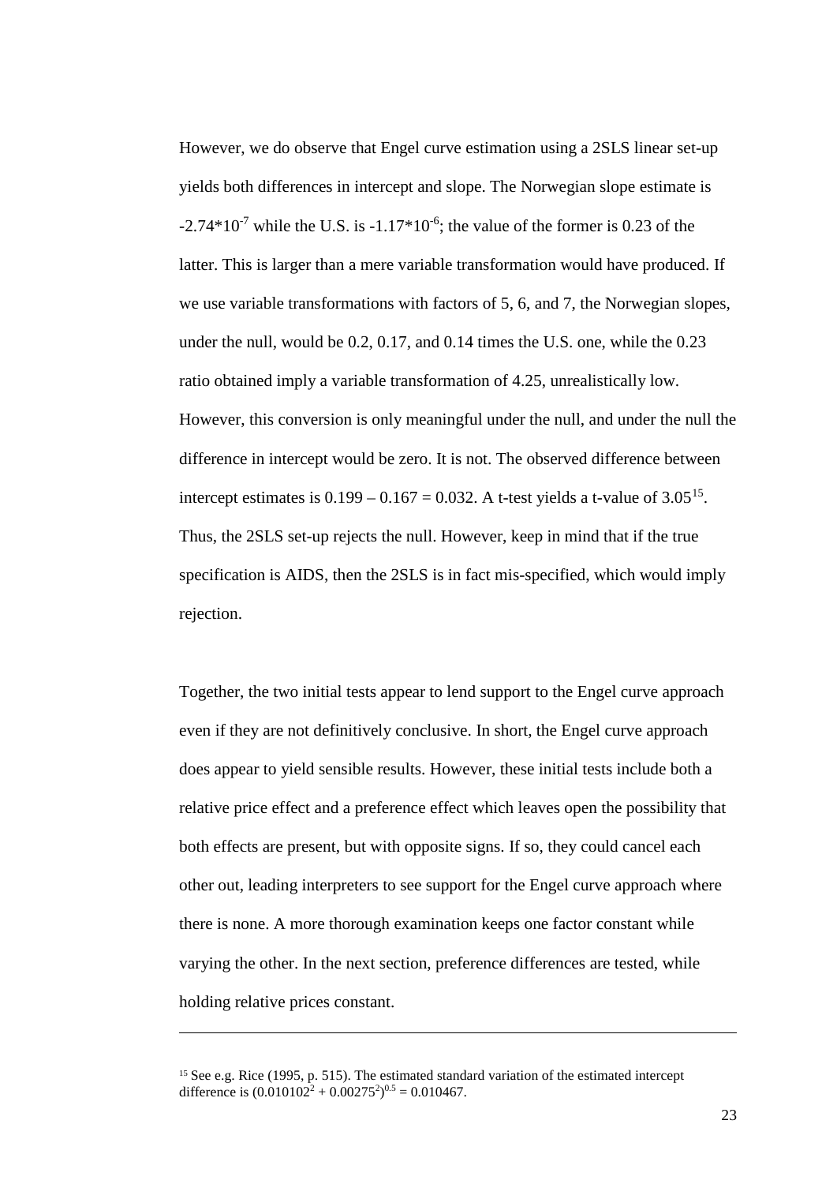However, we do observe that Engel curve estimation using a 2SLS linear set-up yields both differences in intercept and slope. The Norwegian slope estimate is $-2.74*10^{-7}$ while the U.S. is $-1.17*10^{-6}$; the value of the former is 0.23 of the latter. This is larger than a mere variable transformation would have produced. If we use variable transformations with factors of 5, 6, and 7, the Norwegian slopes, under the null, would be 0.2, 0.17, and 0.14 times the U.S. one, while the 0.23 ratio obtained imply a variable transformation of 4.25, unrealistically low. However, this conversion is only meaningful under the null, and under the null the difference in intercept would be zero. It is not. The observed difference between intercept estimates is 0.199 – 0.167 = 0.032. A t-test yields a t-value of 3.05[15]. Thus, the 2SLS set-up rejects the null. However, keep in mind that if the true specification is AIDS, then the 2SLS is in fact mis-specified, which would imply rejection.

Together, the two initial tests appear to lend support to the Engel curve approach even if they are not definitively conclusive. In short, the Engel curve approach does appear to yield sensible results. However, these initial tests include both a relative price effect and a preference effect which leaves open the possibility that both effects are present, but with opposite signs. If so, they could cancel each other out, leading interpreters to see support for the Engel curve approach where there is none. A more thorough examination keeps one factor constant while varying the other. In the next section, preference differences are tested, while holding relative prices constant.

---

[15] See e.g. Rice (1995, p. 515). The estimated standard variation of the estimated intercept difference is $(0.010102^2 + 0.00275^2)^{0.5} = 0.010467$.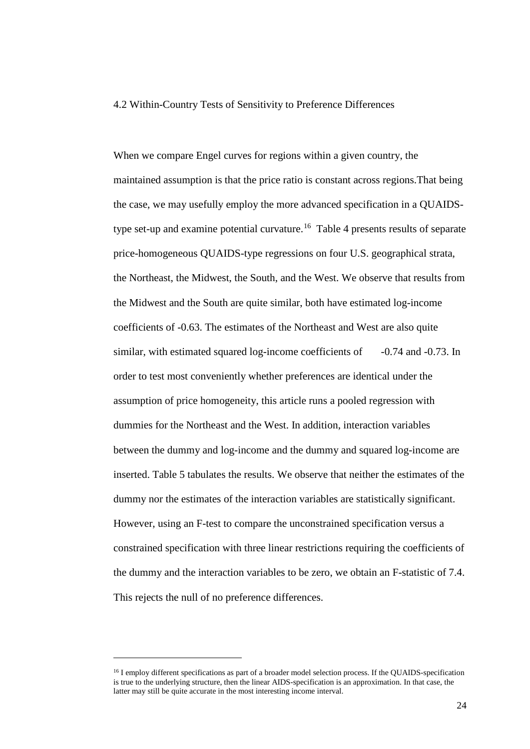### 4.2 Within-Country Tests of Sensitivity to Preference Differences

When we compare Engel curves for regions within a given country, the maintained assumption is that the price ratio is constant across regions.That being the case, we may usefully employ the more advanced specification in a QUAIDS-type set-up and examine potential curvature.[16] Table 4 presents results of separate price-homogeneous QUAIDS-type regressions on four U.S. geographical strata, the Northeast, the Midwest, the South, and the West. We observe that results from the Midwest and the South are quite similar, both have estimated log-income coefficients of -0.63. The estimates of the Northeast and West are also quite similar, with estimated squared log-income coefficients of -0.74 and -0.73. In order to test most conveniently whether preferences are identical under the assumption of price homogeneity, this article runs a pooled regression with dummies for the Northeast and the West. In addition, interaction variables between the dummy and log-income and the dummy and squared log-income are inserted. Table 5 tabulates the results. We observe that neither the estimates of the dummy nor the estimates of the interaction variables are statistically significant. However, using an F-test to compare the unconstrained specification versus a constrained specification with three linear restrictions requiring the coefficients of the dummy and the interaction variables to be zero, we obtain an F-statistic of 7.4. This rejects the null of no preference differences.

---

[16] I employ different specifications as part of a broader model selection process. If the QUAIDS-specification is true to the underlying structure, then the linear AIDS-specification is an approximation. In that case, the latter may still be quite accurate in the most interesting income interval.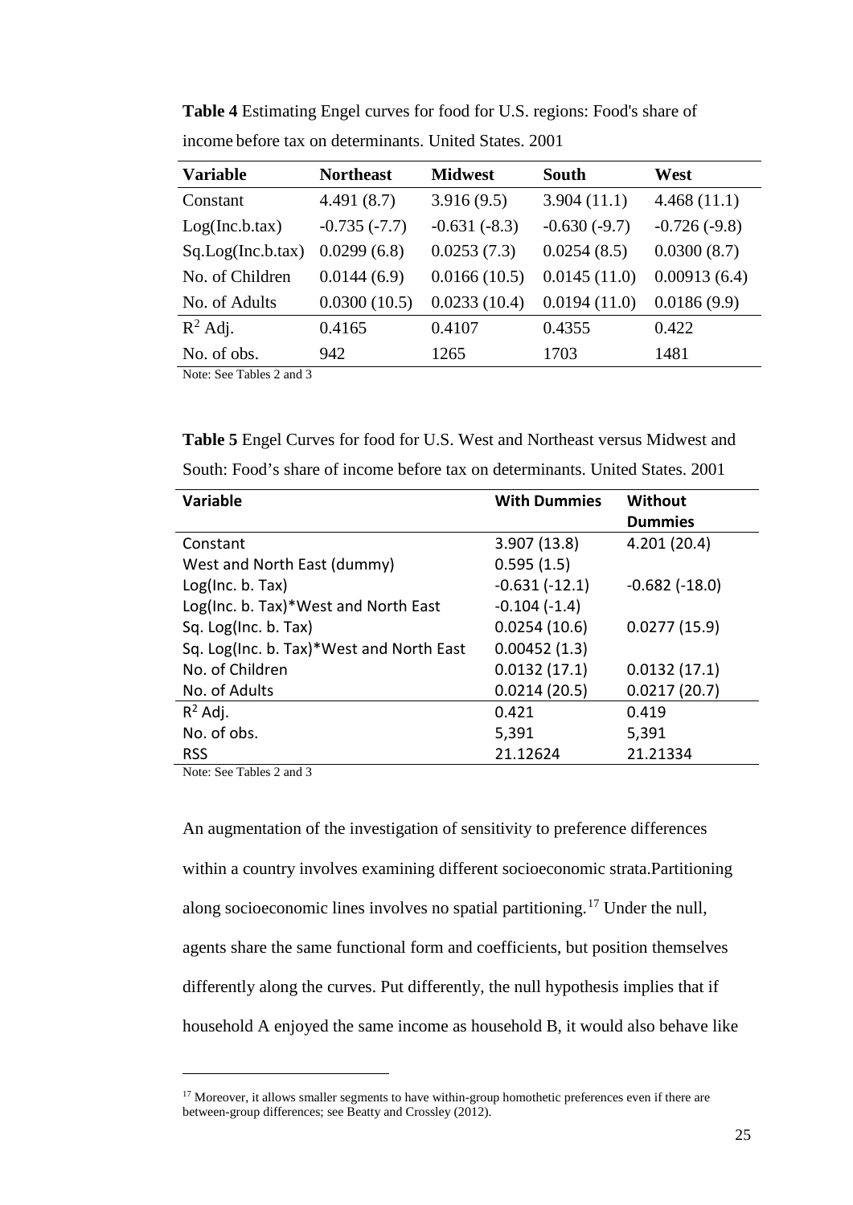**Table 4** Estimating Engel curves for food for U.S. regions: Food's share of income before tax on determinants. United States. 2001

| Variable | Northeast | Midwest | South | West |
|---|---|---|---|---|
| Constant | 4.491 (8.7) | 3.916 (9.5) | 3.904 (11.1) | 4.468 (11.1) |
| Log(Inc.b.tax) | -0.735 (-7.7) | -0.631 (-8.3) | -0.630 (-9.7) | -0.726 (-9.8) |
| Sq.Log(Inc.b.tax) | 0.0299 (6.8) | 0.0253 (7.3) | 0.0254 (8.5) | 0.0300 (8.7) |
| No. of Children | 0.0144 (6.9) | 0.0166 (10.5) | 0.0145 (11.0) | 0.00913 (6.4) |
| No. of Adults | 0.0300 (10.5) | 0.0233 (10.4) | 0.0194 (11.0) | 0.0186 (9.9) |
| $R^2$ Adj. | 0.4165 | 0.4107 | 0.4355 | 0.422 |
| No. of obs. | 942 | 1265 | 1703 | 1481 |

Note: See Tables 2 and 3

**Table 5** Engel Curves for food for U.S. West and Northeast versus Midwest and South: Food's share of income before tax on determinants. United States. 2001

| Variable | With Dummies | Without Dummies |
|---|---|---|
| Constant | 3.907 (13.8) | 4.201 (20.4) |
| West and North East (dummy) | 0.595 (1.5) | |
| Log(Inc. b. Tax) | -0.631 (-12.1) | -0.682 (-18.0) |
| Log(Inc. b. Tax)*West and North East | -0.104 (-1.4) | |
| Sq. Log(Inc. b. Tax) | 0.0254 (10.6) | 0.0277 (15.9) |
| Sq. Log(Inc. b. Tax)*West and North East | 0.00452 (1.3) | |
| No. of Children | 0.0132 (17.1) | 0.0132 (17.1) |
| No. of Adults | 0.0214 (20.5) | 0.0217 (20.7) |
| $R^2$ Adj. | 0.421 | 0.419 |
| No. of obs. | 5,391 | 5,391 |
| RSS | 21.12624 | 21.21334 |

Note: See Tables 2 and 3

An augmentation of the investigation of sensitivity to preference differences within a country involves examining different socioeconomic strata.Partitioning along socioeconomic lines involves no spatial partitioning.[17] Under the null, agents share the same functional form and coefficients, but position themselves differently along the curves. Put differently, the null hypothesis implies that if household A enjoyed the same income as household B, it would also behave like

[17] Moreover, it allows smaller segments to have within-group homothetic preferences even if there are between-group differences; see Beatty and Crossley (2012).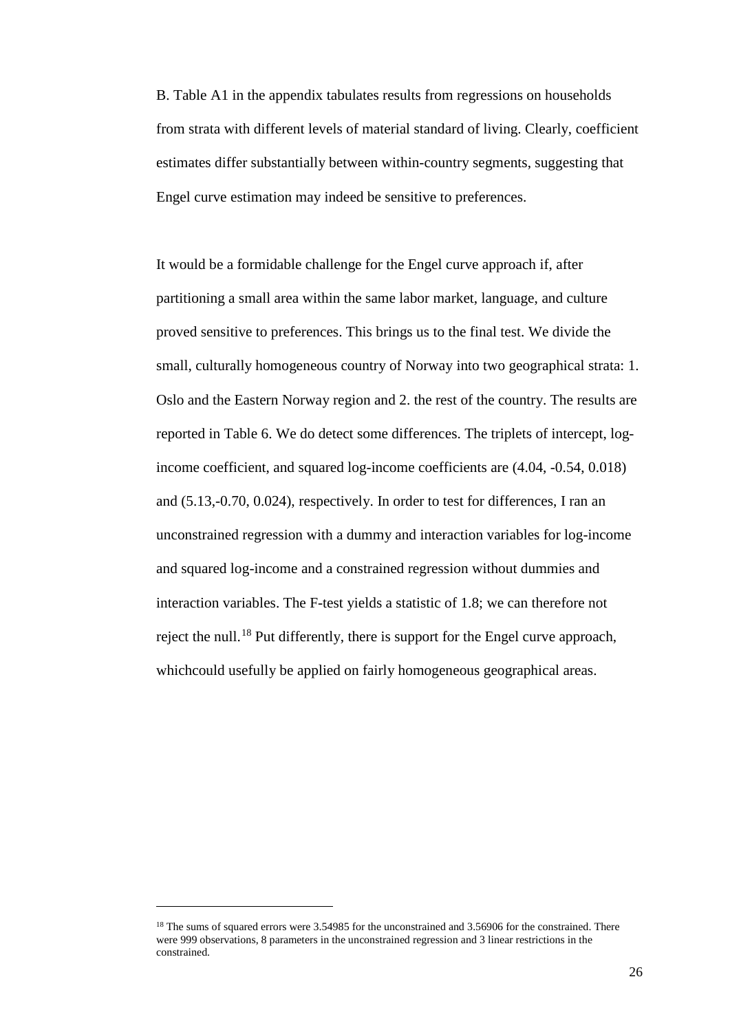B. Table A1 in the appendix tabulates results from regressions on households from strata with different levels of material standard of living. Clearly, coefficient estimates differ substantially between within-country segments, suggesting that Engel curve estimation may indeed be sensitive to preferences.

It would be a formidable challenge for the Engel curve approach if, after partitioning a small area within the same labor market, language, and culture proved sensitive to preferences. This brings us to the final test. We divide the small, culturally homogeneous country of Norway into two geographical strata: 1. Oslo and the Eastern Norway region and 2. the rest of the country. The results are reported in Table 6. We do detect some differences. The triplets of intercept, log-income coefficient, and squared log-income coefficients are (4.04, -0.54, 0.018) and (5.13,-0.70, 0.024), respectively. In order to test for differences, I ran an unconstrained regression with a dummy and interaction variables for log-income and squared log-income and a constrained regression without dummies and interaction variables. The F-test yields a statistic of 1.8; we can therefore not reject the null.[18] Put differently, there is support for the Engel curve approach, whichcould usefully be applied on fairly homogeneous geographical areas.

[18] The sums of squared errors were 3.54985 for the unconstrained and 3.56906 for the constrained. There were 999 observations, 8 parameters in the unconstrained regression and 3 linear restrictions in the constrained.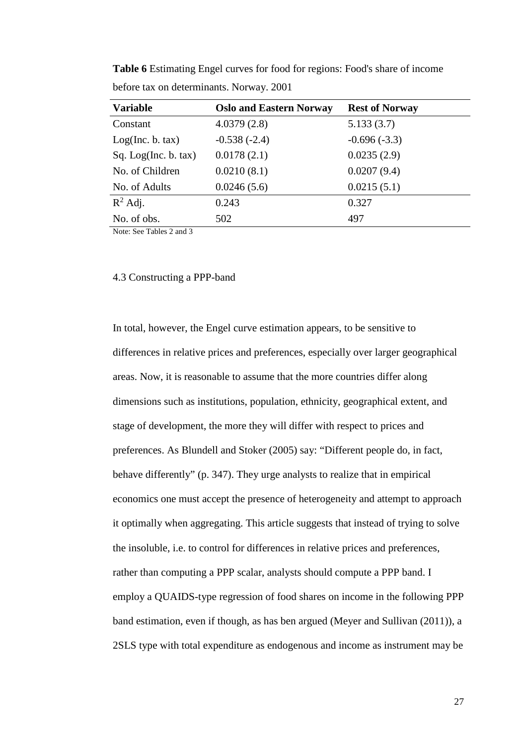**Table 6** Estimating Engel curves for food for regions: Food's share of income before tax on determinants. Norway. 2001

| Variable | Oslo and Eastern Norway | Rest of Norway |
|---|---|---|
| Constant | 4.0379 (2.8) | 5.133 (3.7) |
| Log(Inc. b. tax) | -0.538 (-2.4) | -0.696 (-3.3) |
| Sq. Log(Inc. b. tax) | 0.0178 (2.1) | 0.0235 (2.9) |
| No. of Children | 0.0210 (8.1) | 0.0207 (9.4) |
| No. of Adults | 0.0246 (5.6) | 0.0215 (5.1) |
| $R^2$ Adj. | 0.243 | 0.327 |
| No. of obs. | 502 | 497 |

Note: See Tables 2 and 3

4.3 Constructing a PPP-band

In total, however, the Engel curve estimation appears, to be sensitive to differences in relative prices and preferences, especially over larger geographical areas. Now, it is reasonable to assume that the more countries differ along dimensions such as institutions, population, ethnicity, geographical extent, and stage of development, the more they will differ with respect to prices and preferences. As Blundell and Stoker (2005) say: "Different people do, in fact, behave differently" (p. 347). They urge analysts to realize that in empirical economics one must accept the presence of heterogeneity and attempt to approach it optimally when aggregating. This article suggests that instead of trying to solve the insoluble, i.e. to control for differences in relative prices and preferences, rather than computing a PPP scalar, analysts should compute a PPP band. I employ a QUAIDS-type regression of food shares on income in the following PPP band estimation, even if though, as has ben argued (Meyer and Sullivan (2011)), a 2SLS type with total expenditure as endogenous and income as instrument may be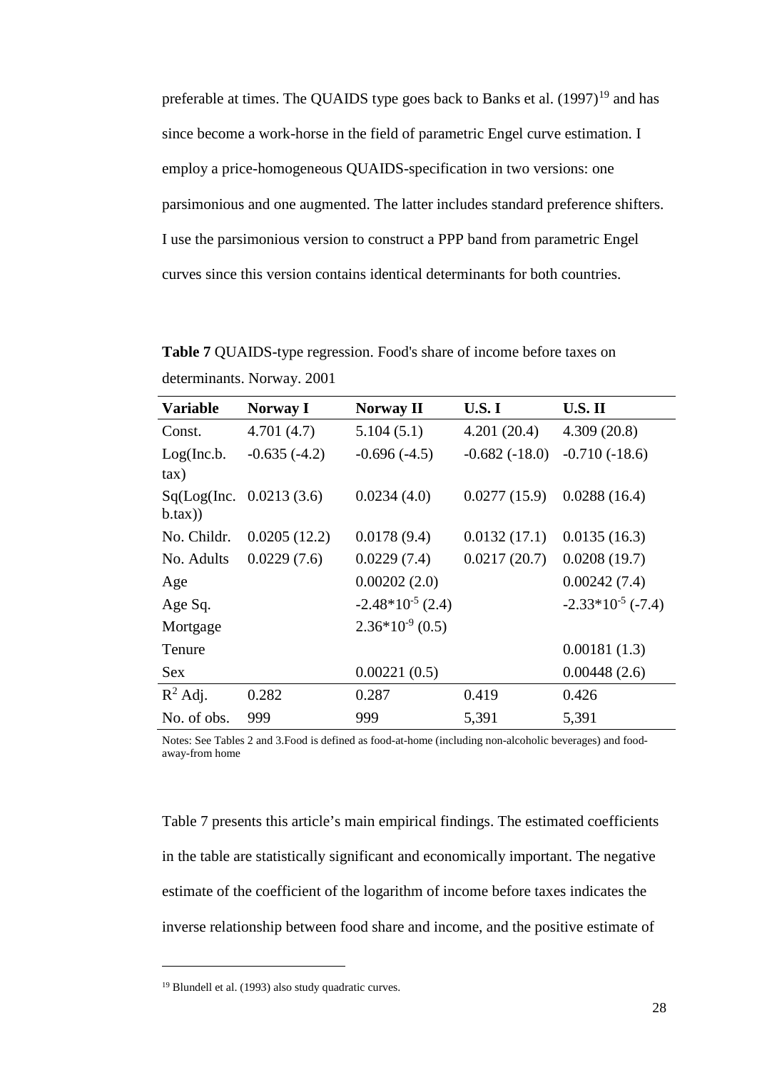preferable at times. The QUAIDS type goes back to Banks et al. (1997)[19] and has since become a work-horse in the field of parametric Engel curve estimation. I employ a price-homogeneous QUAIDS-specification in two versions: one parsimonious and one augmented. The latter includes standard preference shifters. I use the parsimonious version to construct a PPP band from parametric Engel curves since this version contains identical determinants for both countries.

**Table 7** QUAIDS-type regression. Food's share of income before taxes on determinants. Norway. 2001

| Variable | Norway I | Norway II | U.S. I | U.S. II |
|---|---|---|---|---|
| Const. | 4.701 (4.7) | 5.104 (5.1) | 4.201 (20.4) | 4.309 (20.8) |
| Log(Inc.b. tax) | -0.635 (-4.2) | -0.696 (-4.5) | -0.682 (-18.0) | -0.710 (-18.6) |
| Sq(Log(Inc. b.tax)) | 0.0213 (3.6) | 0.0234 (4.0) | 0.0277 (15.9) | 0.0288 (16.4) |
| No. Childr. | 0.0205 (12.2) | 0.0178 (9.4) | 0.0132 (17.1) | 0.0135 (16.3) |
| No. Adults | 0.0229 (7.6) | 0.0229 (7.4) | 0.0217 (20.7) | 0.0208 (19.7) |
| Age | | 0.00202 (2.0) | | 0.00242 (7.4) |
| Age Sq. | | $-2.48*10^{-5}$ (2.4) | | $-2.33*10^{-5}$ (-7.4) |
| Mortgage | | $2.36*10^{-9}$ (0.5) | | |
| Tenure | | | | 0.00181 (1.3) |
| Sex | | 0.00221 (0.5) | | 0.00448 (2.6) |
| $R^2$ Adj. | 0.282 | 0.287 | 0.419 | 0.426 |
| No. of obs. | 999 | 999 | 5,391 | 5,391 |

Notes: See Tables 2 and 3.Food is defined as food-at-home (including non-alcoholic beverages) and food-away-from home

Table 7 presents this article's main empirical findings. The estimated coefficients in the table are statistically significant and economically important. The negative estimate of the coefficient of the logarithm of income before taxes indicates the inverse relationship between food share and income, and the positive estimate of

[19] Blundell et al. (1993) also study quadratic curves.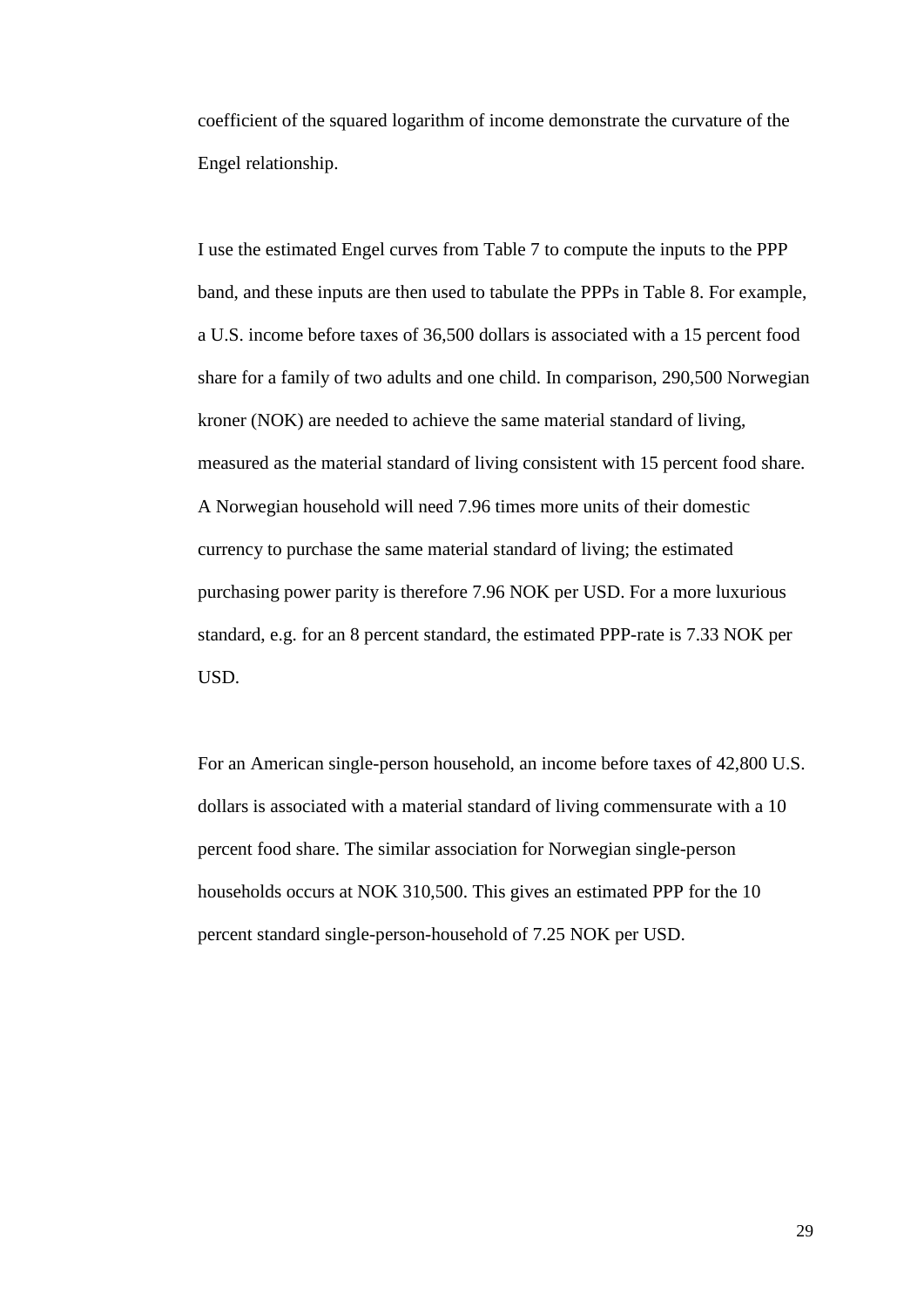coefficient of the squared logarithm of income demonstrate the curvature of the Engel relationship.

I use the estimated Engel curves from Table 7 to compute the inputs to the PPP band, and these inputs are then used to tabulate the PPPs in Table 8. For example, a U.S. income before taxes of 36,500 dollars is associated with a 15 percent food share for a family of two adults and one child. In comparison, 290,500 Norwegian kroner (NOK) are needed to achieve the same material standard of living, measured as the material standard of living consistent with 15 percent food share. A Norwegian household will need 7.96 times more units of their domestic currency to purchase the same material standard of living; the estimated purchasing power parity is therefore 7.96 NOK per USD. For a more luxurious standard, e.g. for an 8 percent standard, the estimated PPP-rate is 7.33 NOK per USD.

For an American single-person household, an income before taxes of 42,800 U.S. dollars is associated with a material standard of living commensurate with a 10 percent food share. The similar association for Norwegian single-person households occurs at NOK 310,500. This gives an estimated PPP for the 10 percent standard single-person-household of 7.25 NOK per USD.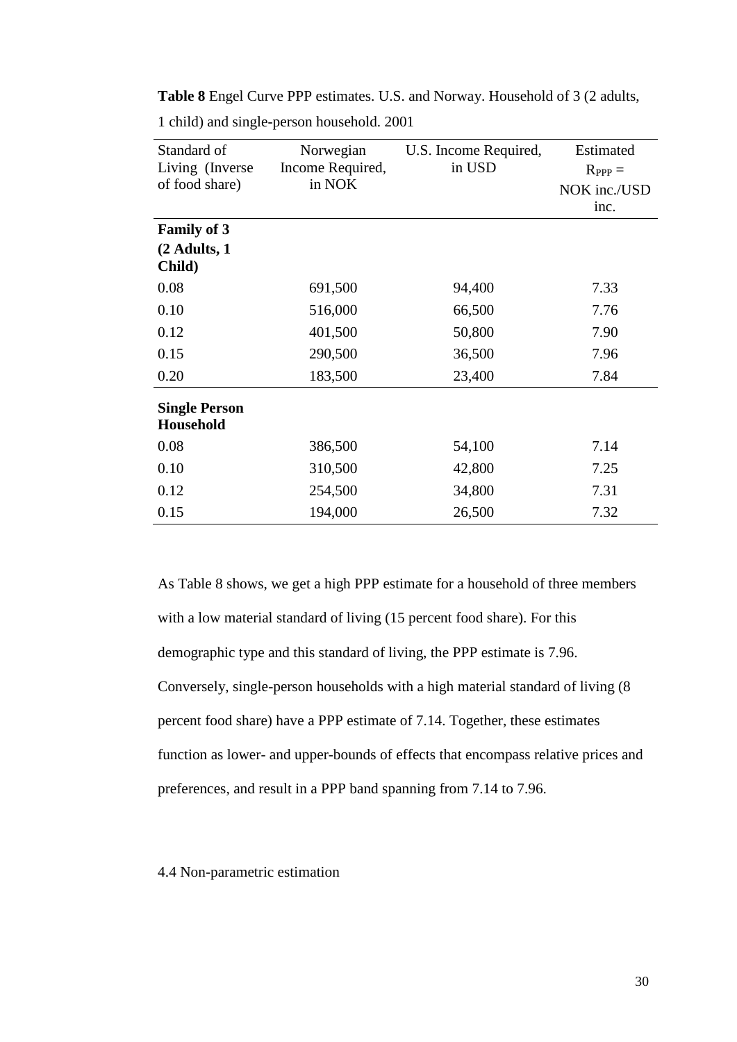**Table 8** Engel Curve PPP estimates. U.S. and Norway. Household of 3 (2 adults, 1 child) and single-person household. 2001

| Standard of Living (Inverse of food share) | Norwegian Income Required, in NOK | U.S. Income Required, in USD | Estimated $R_{PPP}$ = NOK inc./USD inc. |
|---|---|---|---|
| **Family of 3 (2 Adults, 1 Child)** | | | |
| 0.08 | 691,500 | 94,400 | 7.33 |
| 0.10 | 516,000 | 66,500 | 7.76 |
| 0.12 | 401,500 | 50,800 | 7.90 |
| 0.15 | 290,500 | 36,500 | 7.96 |
| 0.20 | 183,500 | 23,400 | 7.84 |
| **Single Person Household** | | | |
| 0.08 | 386,500 | 54,100 | 7.14 |
| 0.10 | 310,500 | 42,800 | 7.25 |
| 0.12 | 254,500 | 34,800 | 7.31 |
| 0.15 | 194,000 | 26,500 | 7.32 |

As Table 8 shows, we get a high PPP estimate for a household of three members with a low material standard of living (15 percent food share). For this demographic type and this standard of living, the PPP estimate is 7.96. Conversely, single-person households with a high material standard of living (8 percent food share) have a PPP estimate of 7.14. Together, these estimates function as lower- and upper-bounds of effects that encompass relative prices and preferences, and result in a PPP band spanning from 7.14 to 7.96.

4.4 Non-parametric estimation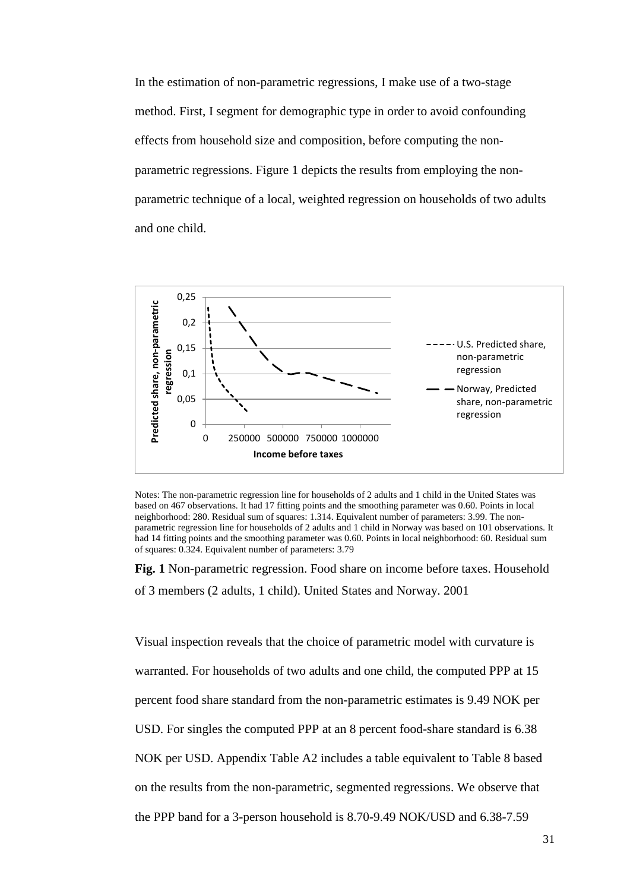In the estimation of non-parametric regressions, I make use of a two-stage method. First, I segment for demographic type in order to avoid confounding effects from household size and composition, before computing the non-parametric regressions. Figure 1 depicts the results from employing the non-parametric technique of a local, weighted regression on households of two adults and one child.

Notes: The non-parametric regression line for households of 2 adults and 1 child in the United States was based on 467 observations. It had 17 fitting points and the smoothing parameter was 0.60. Points in local neighborhood: 280. Residual sum of squares: 1.314. Equivalent number of parameters: 3.99. The non-parametric regression line for households of 2 adults and 1 child in Norway was based on 101 observations. It had 14 fitting points and the smoothing parameter was 0.60. Points in local neighborhood: 60. Residual sum of squares: 0.324. Equivalent number of parameters: 3.79

**Fig. 1** Non-parametric regression. Food share on income before taxes. Household of 3 members (2 adults, 1 child). United States and Norway. 2001

Visual inspection reveals that the choice of parametric model with curvature is warranted. For households of two adults and one child, the computed PPP at 15 percent food share standard from the non-parametric estimates is 9.49 NOK per USD. For singles the computed PPP at an 8 percent food-share standard is 6.38 NOK per USD. Appendix Table A2 includes a table equivalent to Table 8 based on the results from the non-parametric, segmented regressions. We observe that the PPP band for a 3-person household is 8.70-9.49 NOK/USD and 6.38-7.59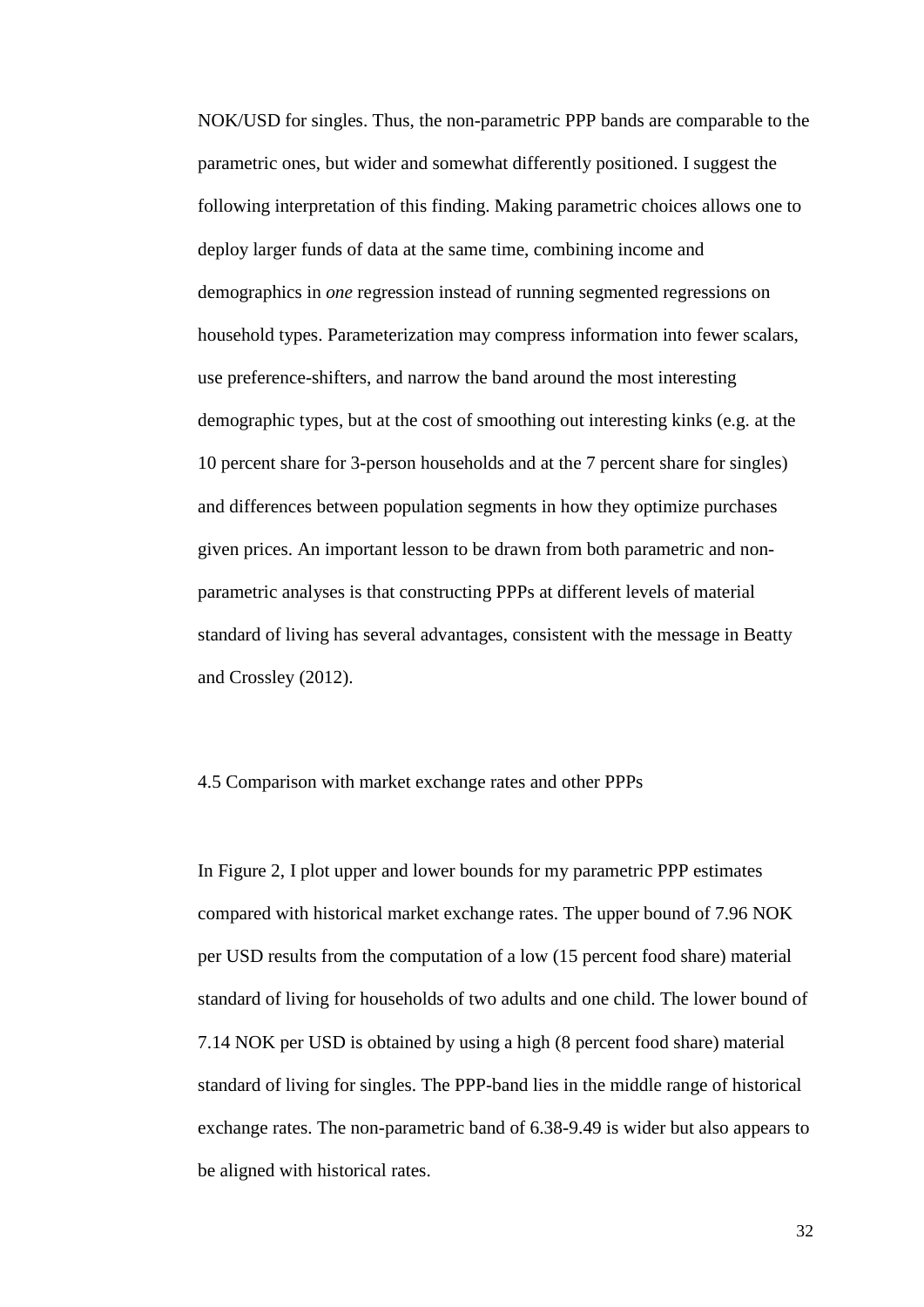NOK/USD for singles. Thus, the non-parametric PPP bands are comparable to the parametric ones, but wider and somewhat differently positioned. I suggest the following interpretation of this finding. Making parametric choices allows one to deploy larger funds of data at the same time, combining income and demographics in *one* regression instead of running segmented regressions on household types. Parameterization may compress information into fewer scalars, use preference-shifters, and narrow the band around the most interesting demographic types, but at the cost of smoothing out interesting kinks (e.g. at the 10 percent share for 3-person households and at the 7 percent share for singles) and differences between population segments in how they optimize purchases given prices. An important lesson to be drawn from both parametric and non-parametric analyses is that constructing PPPs at different levels of material standard of living has several advantages, consistent with the message in Beatty and Crossley (2012).

### 4.5 Comparison with market exchange rates and other PPPs

In Figure 2, I plot upper and lower bounds for my parametric PPP estimates compared with historical market exchange rates. The upper bound of 7.96 NOK per USD results from the computation of a low (15 percent food share) material standard of living for households of two adults and one child. The lower bound of 7.14 NOK per USD is obtained by using a high (8 percent food share) material standard of living for singles. The PPP-band lies in the middle range of historical exchange rates. The non-parametric band of 6.38-9.49 is wider but also appears to be aligned with historical rates.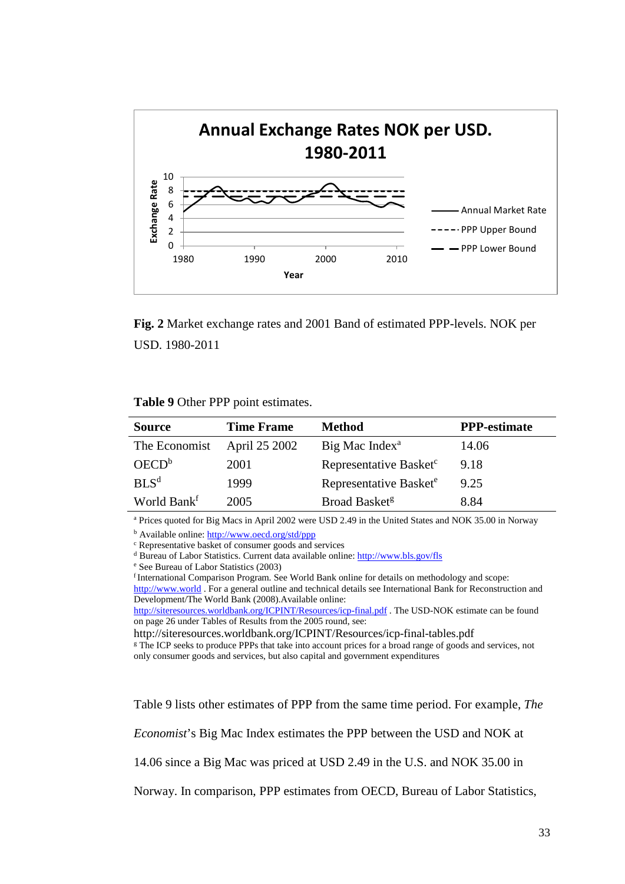**Fig. 2** Market exchange rates and 2001 Band of estimated PPP-levels. NOK per USD. 1980-2011

**Table 9** Other PPP point estimates.

| Source | Time Frame | Method | PPP-estimate |
|---|---|---|---|
| The Economist | April 25 2002 | Big Mac Index[a] | 14.06 |
| OECD[b] | 2001 | Representative Basket[c] | 9.18 |
| BLS[d] | 1999 | Representative Basket[e] | 9.25 |
| World Bank[f] | 2005 | Broad Basket[g] | 8.84 |

[a] Prices quoted for Big Macs in April 2002 were USD 2.49 in the United States and NOK 35.00 in Norway

[b] Available online: http://www.oecd.org/std/ppp

[c] Representative basket of consumer goods and services

[d] Bureau of Labor Statistics. Current data available online: http://www.bls.gov/fls

[e] See Bureau of Labor Statistics (2003)

[f] International Comparison Program. See World Bank online for details on methodology and scope: http://www.world . For a general outline and technical details see International Bank for Reconstruction and Development/The World Bank (2008).Available online: http://siteresources.worldbank.org/ICPINT/Resources/icp-final.pdf . The USD-NOK estimate can be found on page 26 under Tables of Results from the 2005 round, see: http://siteresources.worldbank.org/ICPINT/Resources/icp-final-tables.pdf

[g] The ICP seeks to produce PPPs that take into account prices for a broad range of goods and services, not only consumer goods and services, but also capital and government expenditures

Table 9 lists other estimates of PPP from the same time period. For example, *The Economist*'s Big Mac Index estimates the PPP between the USD and NOK at 14.06 since a Big Mac was priced at USD 2.49 in the U.S. and NOK 35.00 in Norway. In comparison, PPP estimates from OECD, Bureau of Labor Statistics,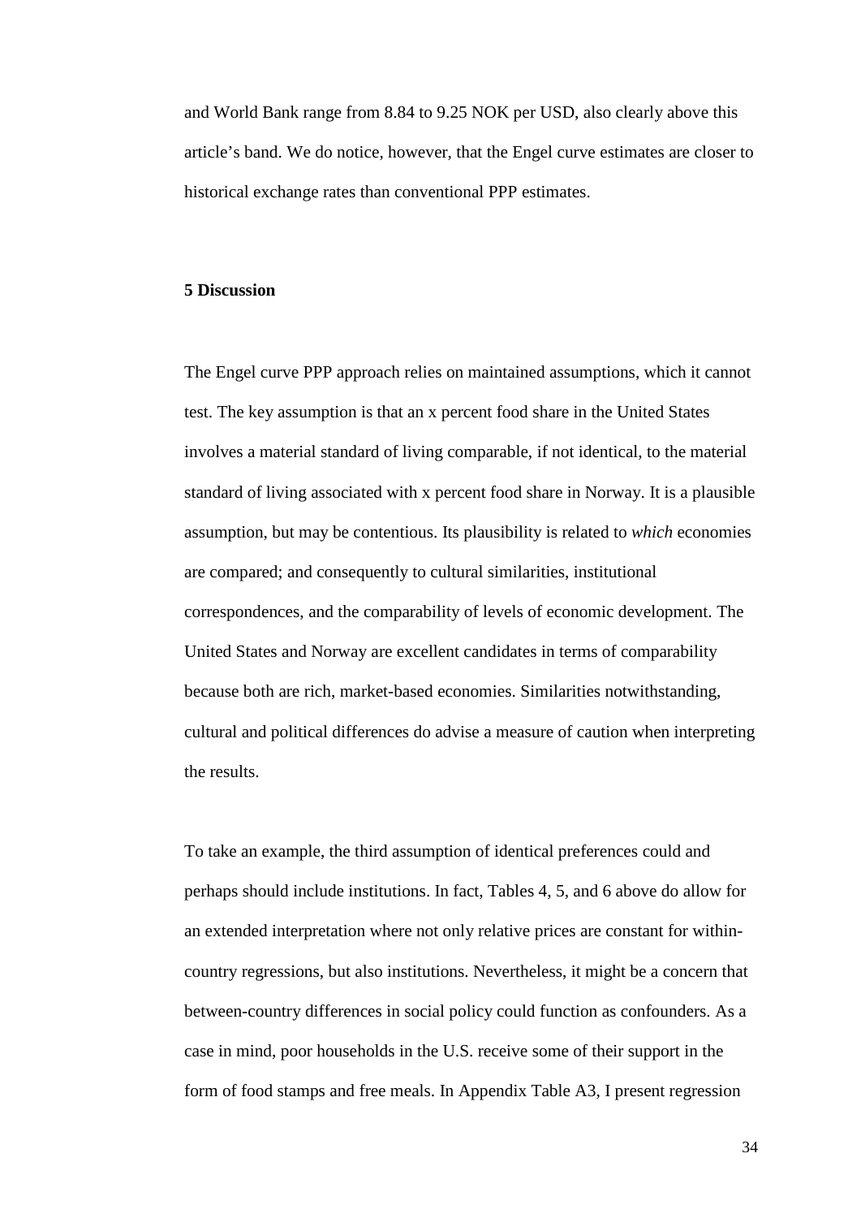and World Bank range from 8.84 to 9.25 NOK per USD, also clearly above this article's band. We do notice, however, that the Engel curve estimates are closer to historical exchange rates than conventional PPP estimates.

## 5 Discussion

The Engel curve PPP approach relies on maintained assumptions, which it cannot test. The key assumption is that an x percent food share in the United States involves a material standard of living comparable, if not identical, to the material standard of living associated with x percent food share in Norway. It is a plausible assumption, but may be contentious. Its plausibility is related to *which* economies are compared; and consequently to cultural similarities, institutional correspondences, and the comparability of levels of economic development. The United States and Norway are excellent candidates in terms of comparability because both are rich, market-based economies. Similarities notwithstanding, cultural and political differences do advise a measure of caution when interpreting the results.

To take an example, the third assumption of identical preferences could and perhaps should include institutions. In fact, Tables 4, 5, and 6 above do allow for an extended interpretation where not only relative prices are constant for within-country regressions, but also institutions. Nevertheless, it might be a concern that between-country differences in social policy could function as confounders. As a case in mind, poor households in the U.S. receive some of their support in the form of food stamps and free meals. In Appendix Table A3, I present regression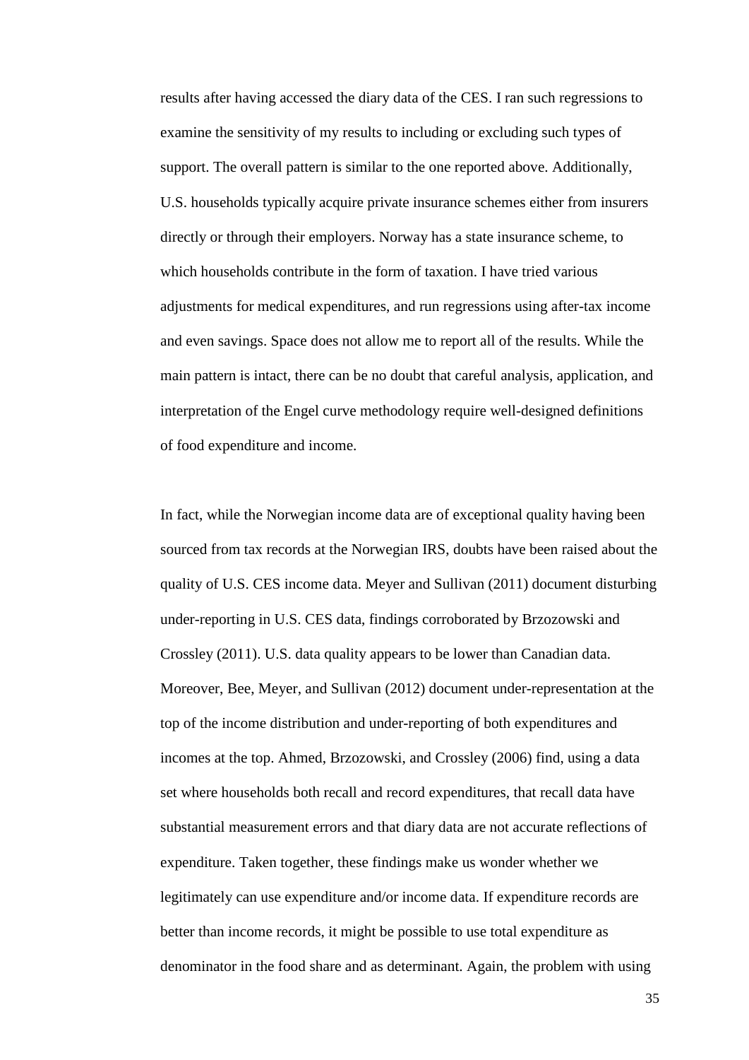results after having accessed the diary data of the CES. I ran such regressions to examine the sensitivity of my results to including or excluding such types of support. The overall pattern is similar to the one reported above. Additionally, U.S. households typically acquire private insurance schemes either from insurers directly or through their employers. Norway has a state insurance scheme, to which households contribute in the form of taxation. I have tried various adjustments for medical expenditures, and run regressions using after-tax income and even savings. Space does not allow me to report all of the results. While the main pattern is intact, there can be no doubt that careful analysis, application, and interpretation of the Engel curve methodology require well-designed definitions of food expenditure and income.

In fact, while the Norwegian income data are of exceptional quality having been sourced from tax records at the Norwegian IRS, doubts have been raised about the quality of U.S. CES income data. Meyer and Sullivan (2011) document disturbing under-reporting in U.S. CES data, findings corroborated by Brzozowski and Crossley (2011). U.S. data quality appears to be lower than Canadian data. Moreover, Bee, Meyer, and Sullivan (2012) document under-representation at the top of the income distribution and under-reporting of both expenditures and incomes at the top. Ahmed, Brzozowski, and Crossley (2006) find, using a data set where households both recall and record expenditures, that recall data have substantial measurement errors and that diary data are not accurate reflections of expenditure. Taken together, these findings make us wonder whether we legitimately can use expenditure and/or income data. If expenditure records are better than income records, it might be possible to use total expenditure as denominator in the food share and as determinant. Again, the problem with using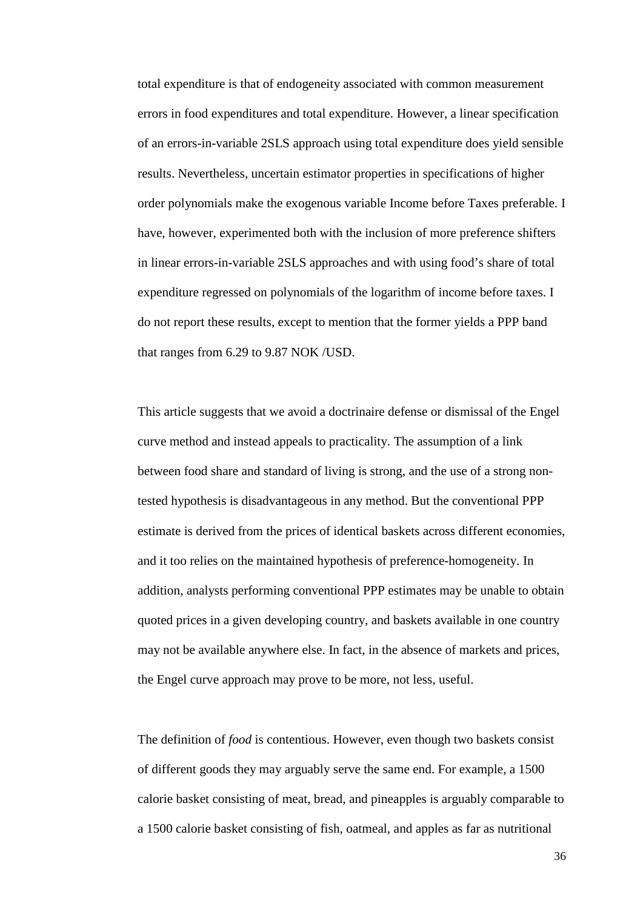total expenditure is that of endogeneity associated with common measurement errors in food expenditures and total expenditure. However, a linear specification of an errors-in-variable 2SLS approach using total expenditure does yield sensible results. Nevertheless, uncertain estimator properties in specifications of higher order polynomials make the exogenous variable Income before Taxes preferable. I have, however, experimented both with the inclusion of more preference shifters in linear errors-in-variable 2SLS approaches and with using food's share of total expenditure regressed on polynomials of the logarithm of income before taxes. I do not report these results, except to mention that the former yields a PPP band that ranges from 6.29 to 9.87 NOK /USD.

This article suggests that we avoid a doctrinaire defense or dismissal of the Engel curve method and instead appeals to practicality. The assumption of a link between food share and standard of living is strong, and the use of a strong non-tested hypothesis is disadvantageous in any method. But the conventional PPP estimate is derived from the prices of identical baskets across different economies, and it too relies on the maintained hypothesis of preference-homogeneity. In addition, analysts performing conventional PPP estimates may be unable to obtain quoted prices in a given developing country, and baskets available in one country may not be available anywhere else. In fact, in the absence of markets and prices, the Engel curve approach may prove to be more, not less, useful.

The definition of *food* is contentious. However, even though two baskets consist of different goods they may arguably serve the same end. For example, a 1500 calorie basket consisting of meat, bread, and pineapples is arguably comparable to a 1500 calorie basket consisting of fish, oatmeal, and apples as far as nutritional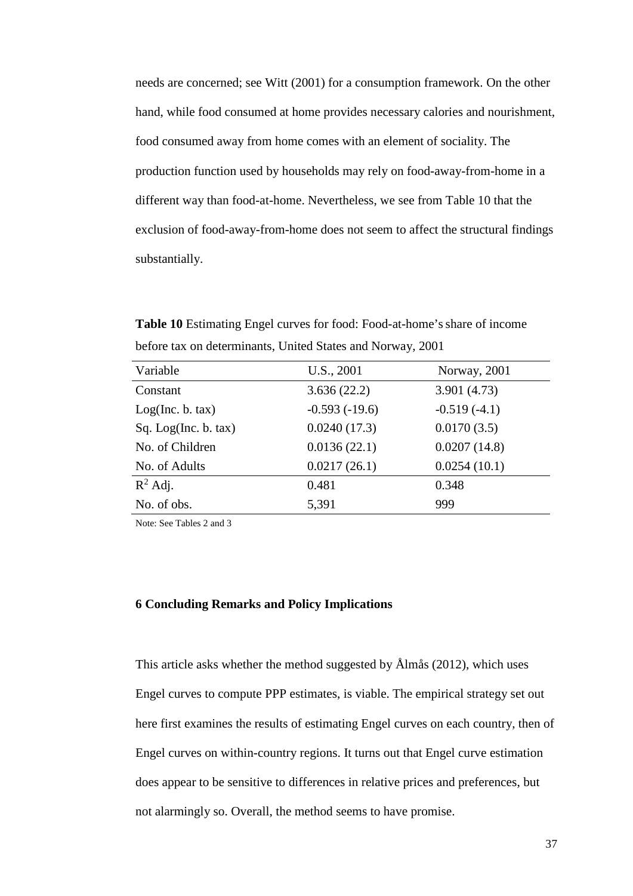needs are concerned; see Witt (2001) for a consumption framework. On the other hand, while food consumed at home provides necessary calories and nourishment, food consumed away from home comes with an element of sociality. The production function used by households may rely on food-away-from-home in a different way than food-at-home. Nevertheless, we see from Table 10 that the exclusion of food-away-from-home does not seem to affect the structural findings substantially.

**Table 10** Estimating Engel curves for food: Food-at-home's share of income before tax on determinants, United States and Norway, 2001

| Variable | U.S., 2001 | Norway, 2001 |
|---|---|---|
| Constant | 3.636 (22.2) | 3.901 (4.73) |
| Log(Inc. b. tax) | -0.593 (-19.6) | -0.519 (-4.1) |
| Sq. Log(Inc. b. tax) | 0.0240 (17.3) | 0.0170 (3.5) |
| No. of Children | 0.0136 (22.1) | 0.0207 (14.8) |
| No. of Adults | 0.0217 (26.1) | 0.0254 (10.1) |
| $R^2$ Adj. | 0.481 | 0.348 |
| No. of obs. | 5,391 | 999 |

Note: See Tables 2 and 3

## 6 Concluding Remarks and Policy Implications

This article asks whether the method suggested by Ålmås (2012), which uses Engel curves to compute PPP estimates, is viable. The empirical strategy set out here first examines the results of estimating Engel curves on each country, then of Engel curves on within-country regions. It turns out that Engel curve estimation does appear to be sensitive to differences in relative prices and preferences, but not alarmingly so. Overall, the method seems to have promise.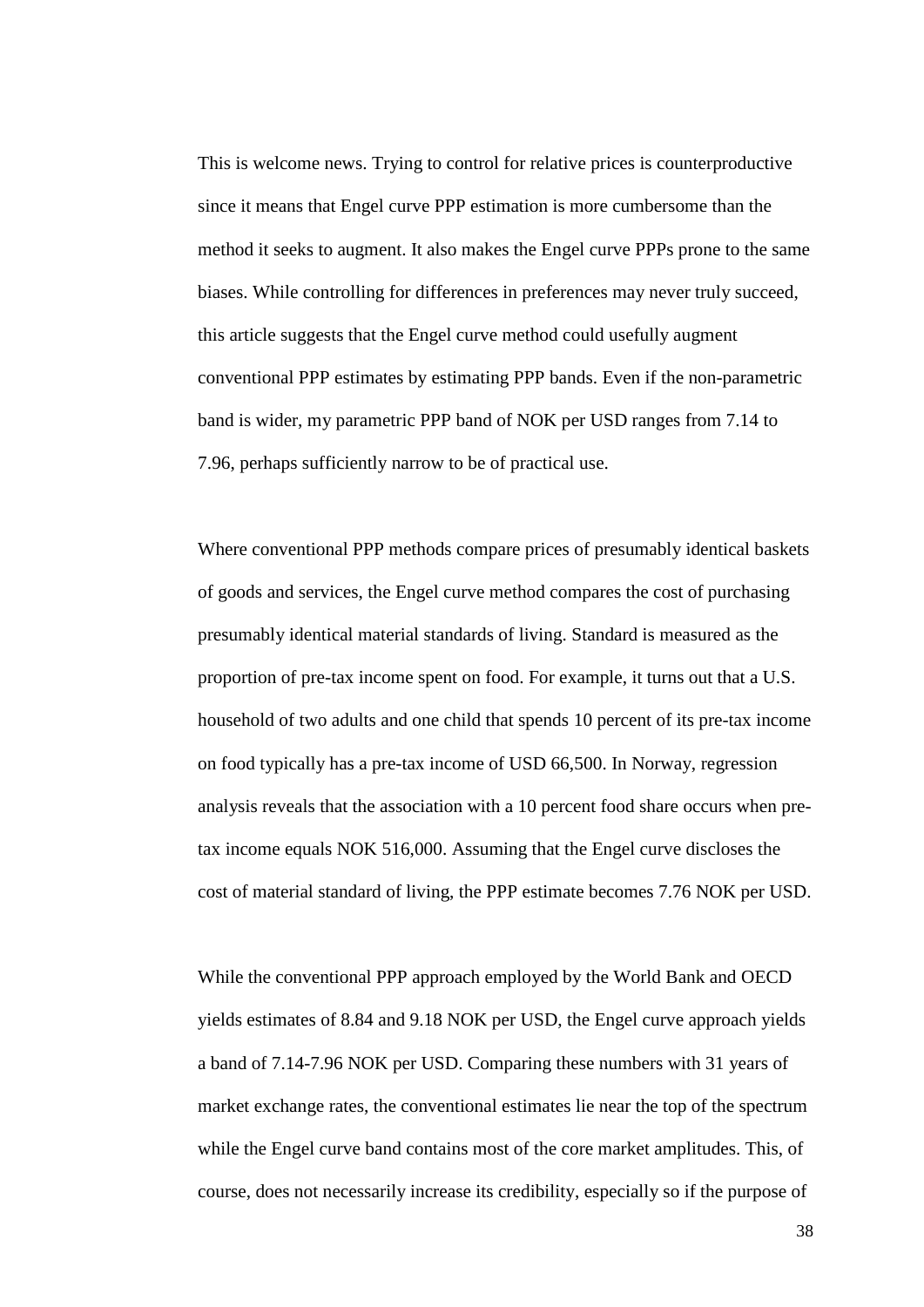This is welcome news. Trying to control for relative prices is counterproductive since it means that Engel curve PPP estimation is more cumbersome than the method it seeks to augment. It also makes the Engel curve PPPs prone to the same biases. While controlling for differences in preferences may never truly succeed, this article suggests that the Engel curve method could usefully augment conventional PPP estimates by estimating PPP bands. Even if the non-parametric band is wider, my parametric PPP band of NOK per USD ranges from 7.14 to 7.96, perhaps sufficiently narrow to be of practical use.

Where conventional PPP methods compare prices of presumably identical baskets of goods and services, the Engel curve method compares the cost of purchasing presumably identical material standards of living. Standard is measured as the proportion of pre-tax income spent on food. For example, it turns out that a U.S. household of two adults and one child that spends 10 percent of its pre-tax income on food typically has a pre-tax income of USD 66,500. In Norway, regression analysis reveals that the association with a 10 percent food share occurs when pre-tax income equals NOK 516,000. Assuming that the Engel curve discloses the cost of material standard of living, the PPP estimate becomes 7.76 NOK per USD.

While the conventional PPP approach employed by the World Bank and OECD yields estimates of 8.84 and 9.18 NOK per USD, the Engel curve approach yields a band of 7.14-7.96 NOK per USD. Comparing these numbers with 31 years of market exchange rates, the conventional estimates lie near the top of the spectrum while the Engel curve band contains most of the core market amplitudes. This, of course, does not necessarily increase its credibility, especially so if the purpose of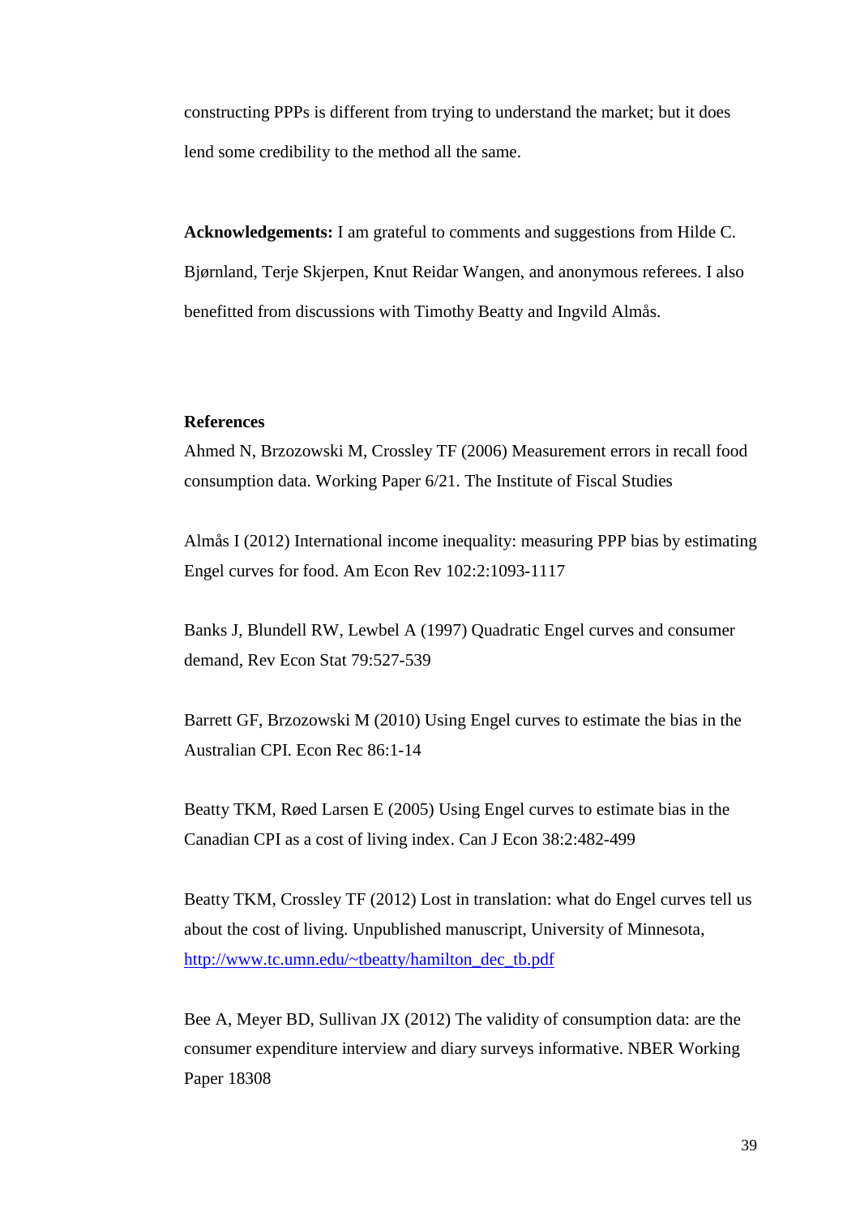constructing PPPs is different from trying to understand the market; but it does lend some credibility to the method all the same.

**Acknowledgements:** I am grateful to comments and suggestions from Hilde C. Bjørnland, Terje Skjerpen, Knut Reidar Wangen, and anonymous referees. I also benefitted from discussions with Timothy Beatty and Ingvild Almås.

## References

Ahmed N, Brzozowski M, Crossley TF (2006) Measurement errors in recall food consumption data. Working Paper 6/21. The Institute of Fiscal Studies

Almås I (2012) International income inequality: measuring PPP bias by estimating Engel curves for food. Am Econ Rev 102:2:1093-1117

Banks J, Blundell RW, Lewbel A (1997) Quadratic Engel curves and consumer demand, Rev Econ Stat 79:527-539

Barrett GF, Brzozowski M (2010) Using Engel curves to estimate the bias in the Australian CPI. Econ Rec 86:1-14

Beatty TKM, Røed Larsen E (2005) Using Engel curves to estimate bias in the Canadian CPI as a cost of living index. Can J Econ 38:2:482-499

Beatty TKM, Crossley TF (2012) Lost in translation: what do Engel curves tell us about the cost of living. Unpublished manuscript, University of Minnesota, http://www.tc.umn.edu/~tbeatty/hamilton_dec_tb.pdf

Bee A, Meyer BD, Sullivan JX (2012) The validity of consumption data: are the consumer expenditure interview and diary surveys informative. NBER Working Paper 18308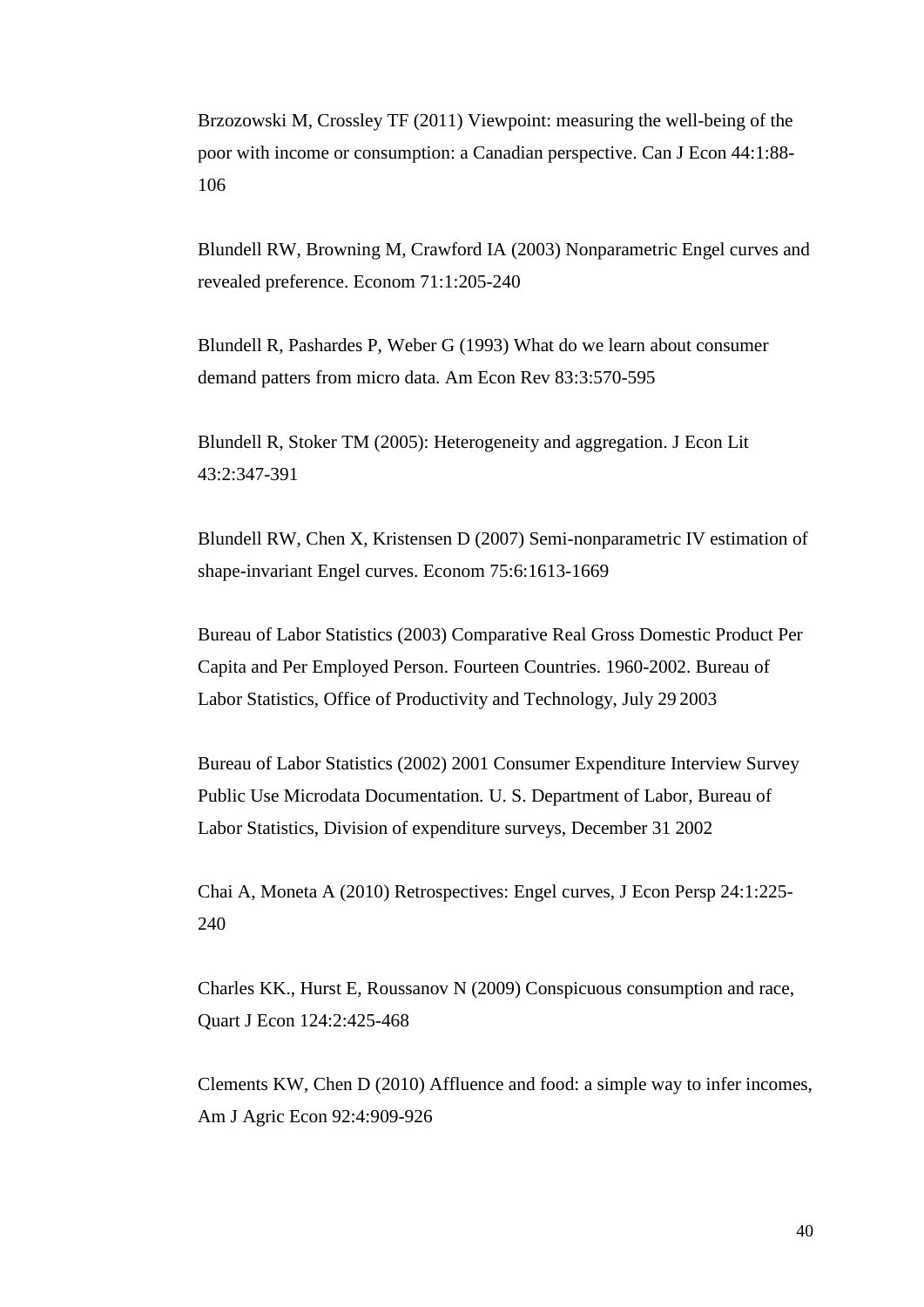Brzozowski M, Crossley TF (2011) Viewpoint: measuring the well-being of the poor with income or consumption: a Canadian perspective. Can J Econ 44:1:88-106

Blundell RW, Browning M, Crawford IA (2003) Nonparametric Engel curves and revealed preference. Econom 71:1:205-240

Blundell R, Pashardes P, Weber G (1993) What do we learn about consumer demand patters from micro data. Am Econ Rev 83:3:570-595

Blundell R, Stoker TM (2005): Heterogeneity and aggregation. J Econ Lit 43:2:347-391

Blundell RW, Chen X, Kristensen D (2007) Semi-nonparametric IV estimation of shape-invariant Engel curves. Econom 75:6:1613-1669

Bureau of Labor Statistics (2003) Comparative Real Gross Domestic Product Per Capita and Per Employed Person. Fourteen Countries. 1960-2002. Bureau of Labor Statistics, Office of Productivity and Technology, July 29 2003

Bureau of Labor Statistics (2002) 2001 Consumer Expenditure Interview Survey Public Use Microdata Documentation. U. S. Department of Labor, Bureau of Labor Statistics, Division of expenditure surveys, December 31 2002

Chai A, Moneta A (2010) Retrospectives: Engel curves, J Econ Persp 24:1:225-240

Charles KK., Hurst E, Roussanov N (2009) Conspicuous consumption and race, Quart J Econ 124:2:425-468

Clements KW, Chen D (2010) Affluence and food: a simple way to infer incomes, Am J Agric Econ 92:4:909-926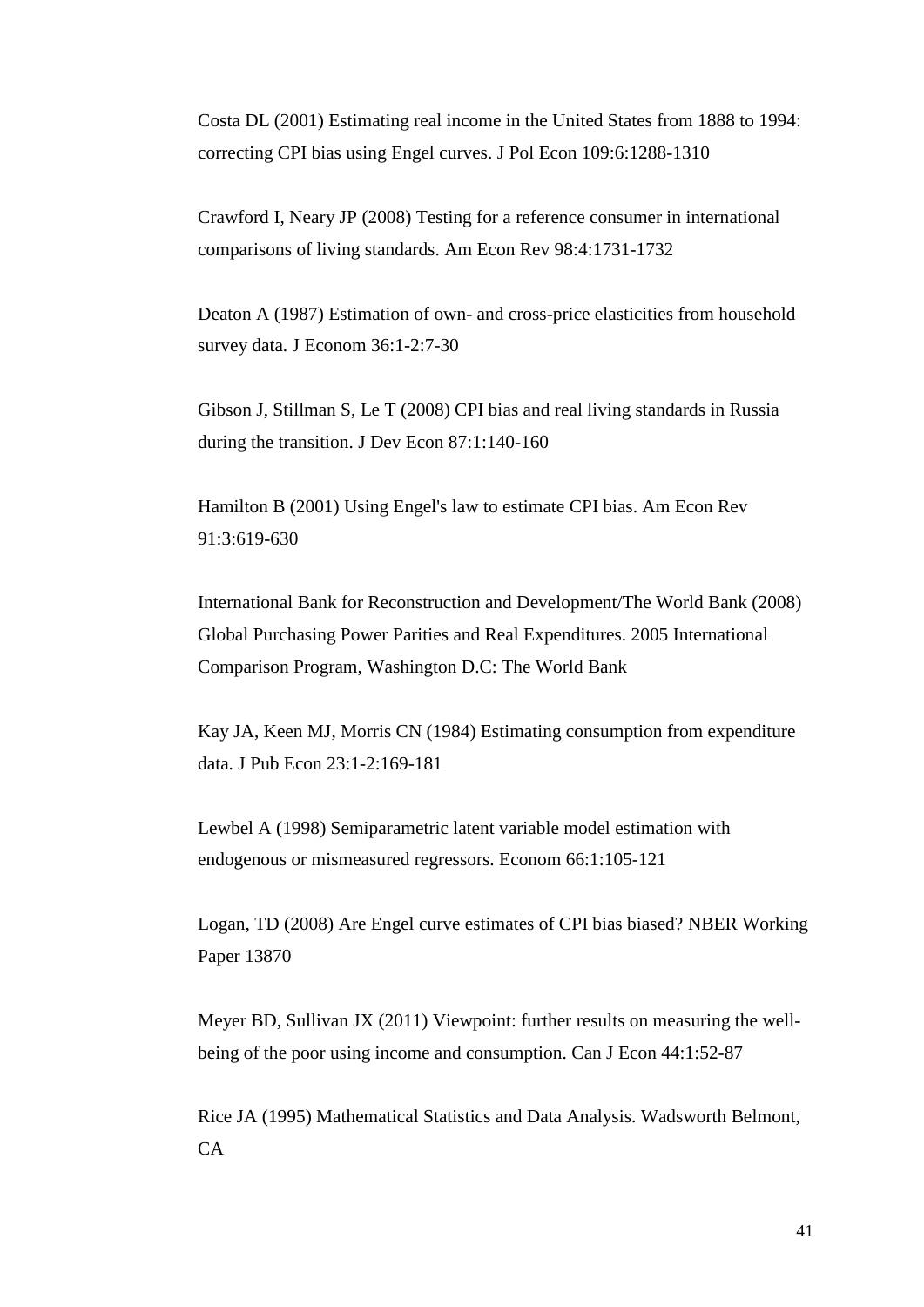Costa DL (2001) Estimating real income in the United States from 1888 to 1994: correcting CPI bias using Engel curves. J Pol Econ 109:6:1288-1310

Crawford I, Neary JP (2008) Testing for a reference consumer in international comparisons of living standards. Am Econ Rev 98:4:1731-1732

Deaton A (1987) Estimation of own- and cross-price elasticities from household survey data. J Econom 36:1-2:7-30

Gibson J, Stillman S, Le T (2008) CPI bias and real living standards in Russia during the transition. J Dev Econ 87:1:140-160

Hamilton B (2001) Using Engel's law to estimate CPI bias. Am Econ Rev 91:3:619-630

International Bank for Reconstruction and Development/The World Bank (2008) Global Purchasing Power Parities and Real Expenditures. 2005 International Comparison Program, Washington D.C: The World Bank

Kay JA, Keen MJ, Morris CN (1984) Estimating consumption from expenditure data. J Pub Econ 23:1-2:169-181

Lewbel A (1998) Semiparametric latent variable model estimation with endogenous or mismeasured regressors. Econom 66:1:105-121

Logan, TD (2008) Are Engel curve estimates of CPI bias biased? NBER Working Paper 13870

Meyer BD, Sullivan JX (2011) Viewpoint: further results on measuring the well-being of the poor using income and consumption. Can J Econ 44:1:52-87

Rice JA (1995) Mathematical Statistics and Data Analysis. Wadsworth Belmont, CA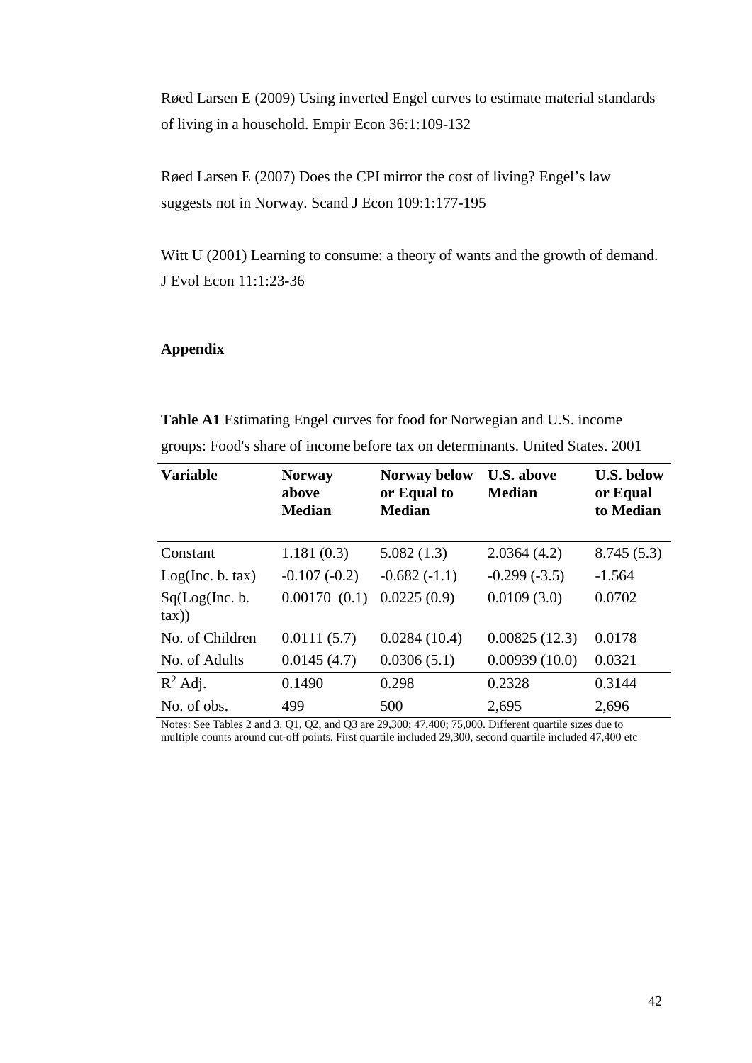Røed Larsen E (2009) Using inverted Engel curves to estimate material standards of living in a household. Empir Econ 36:1:109-132

Røed Larsen E (2007) Does the CPI mirror the cost of living? Engel's law suggests not in Norway. Scand J Econ 109:1:177-195

Witt U (2001) Learning to consume: a theory of wants and the growth of demand. J Evol Econ 11:1:23-36

## Appendix

**Table A1** Estimating Engel curves for food for Norwegian and U.S. income groups: Food's share of income before tax on determinants. United States. 2001

| Variable | Norway above Median | Norway below or Equal to Median | U.S. above Median | U.S. below or Equal to Median |
|---|---|---|---|---|
| Constant | 1.181 (0.3) | 5.082 (1.3) | 2.0364 (4.2) | 8.745 (5.3) |
| Log(Inc. b. tax) | -0.107 (-0.2) | -0.682 (-1.1) | -0.299 (-3.5) | -1.564 |
| Sq(Log(Inc. b. tax)) | 0.00170 (0.1) | 0.0225 (0.9) | 0.0109 (3.0) | 0.0702 |
| No. of Children | 0.0111 (5.7) | 0.0284 (10.4) | 0.00825 (12.3) | 0.0178 |
| No. of Adults | 0.0145 (4.7) | 0.0306 (5.1) | 0.00939 (10.0) | 0.0321 |
| $R^2$ Adj. | 0.1490 | 0.298 | 0.2328 | 0.3144 |
| No. of obs. | 499 | 500 | 2,695 | 2,696 |

Notes: See Tables 2 and 3. Q1, Q2, and Q3 are 29,300; 47,400; 75,000. Different quartile sizes due to multiple counts around cut-off points. First quartile included 29,300, second quartile included 47,400 etc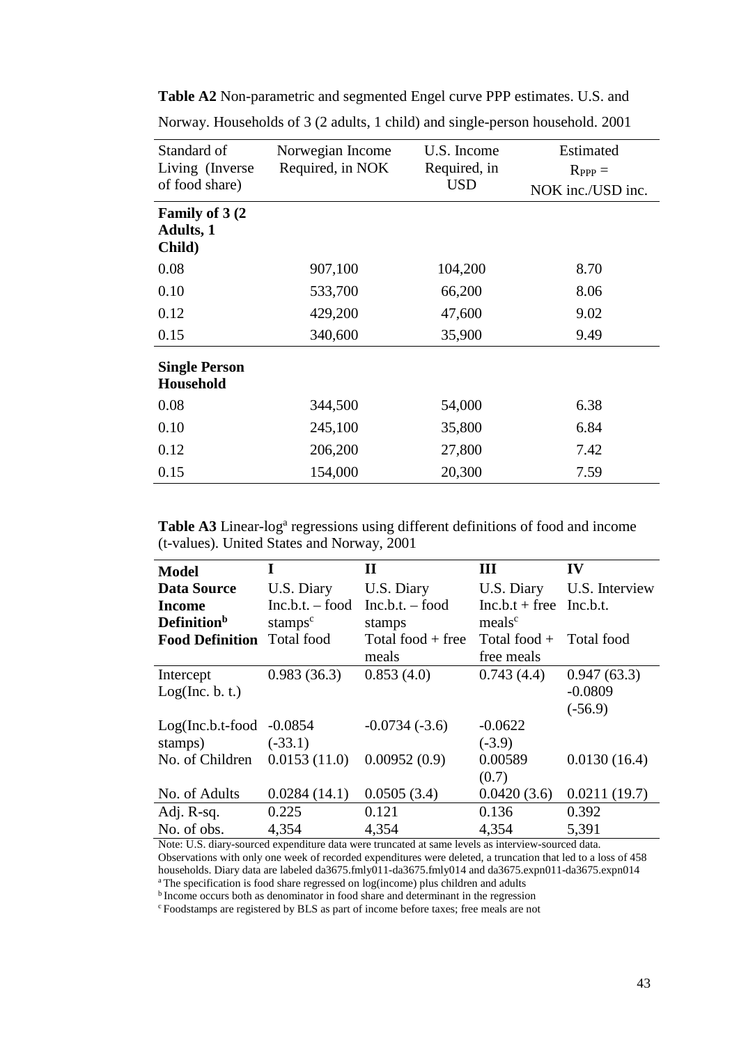**Table A2** Non-parametric and segmented Engel curve PPP estimates. U.S. and Norway. Households of 3 (2 adults, 1 child) and single-person household. 2001

| Standard of Living (Inverse of food share) | Norwegian Income Required, in NOK | U.S. Income Required, in USD | Estimated $R_{PPP}$ = NOK inc./USD inc. |
|---|---|---|---|
| **Family of 3 (2 Adults, 1 Child)** | | | |
| 0.08 | 907,100 | 104,200 | 8.70 |
| 0.10 | 533,700 | 66,200 | 8.06 |
| 0.12 | 429,200 | 47,600 | 9.02 |
| 0.15 | 340,600 | 35,900 | 9.49 |
| **Single Person Household** | | | |
| 0.08 | 344,500 | 54,000 | 6.38 |
| 0.10 | 245,100 | 35,800 | 6.84 |
| 0.12 | 206,200 | 27,800 | 7.42 |
| 0.15 | 154,000 | 20,300 | 7.59 |

**Table A3** Linear-log[a] regressions using different definitions of food and income (t-values). United States and Norway, 2001

| **Model** | **I** | **II** | **III** | **IV** |
|---|---|---|---|---|
| **Data Source** | U.S. Diary | U.S. Diary | U.S. Diary | U.S. Interview |
| **Income Definition**[b] | Inc.b.t. – food stamps[c] | Inc.b.t. – food stamps | Inc.b.t + free meals[c] | Inc.b.t. |
| **Food Definition** | Total food | Total food + free meals | Total food + free meals | Total food |
| Intercept | 0.983 (36.3) | 0.853 (4.0) | 0.743 (4.4) | 0.947 (63.3) |
| Log(Inc. b. t.) | | | | -0.0809 (-56.9) |
| Log(Inc.b.t-food stamps) | -0.0854 (-33.1) | -0.0734 (-3.6) | -0.0622 (-3.9) | |
| No. of Children | 0.0153 (11.0) | 0.00952 (0.9) | 0.00589 (0.7) | 0.0130 (16.4) |
| No. of Adults | 0.0284 (14.1) | 0.0505 (3.4) | 0.0420 (3.6) | 0.0211 (19.7) |
| Adj. R-sq. | 0.225 | 0.121 | 0.136 | 0.392 |
| No. of obs. | 4,354 | 4,354 | 4,354 | 5,391 |

Note: U.S. diary-sourced expenditure data were truncated at same levels as interview-sourced data. Observations with only one week of recorded expenditures were deleted, a truncation that led to a loss of 458 households. Diary data are labeled da3675.fmly011-da3675.fmly014 and da3675.expn011-da3675.expn014

[a] The specification is food share regressed on log(income) plus children and adults

[b] Income occurs both as denominator in food share and determinant in the regression

[c] Foodstamps are registered by BLS as part of income before taxes; free meals are not